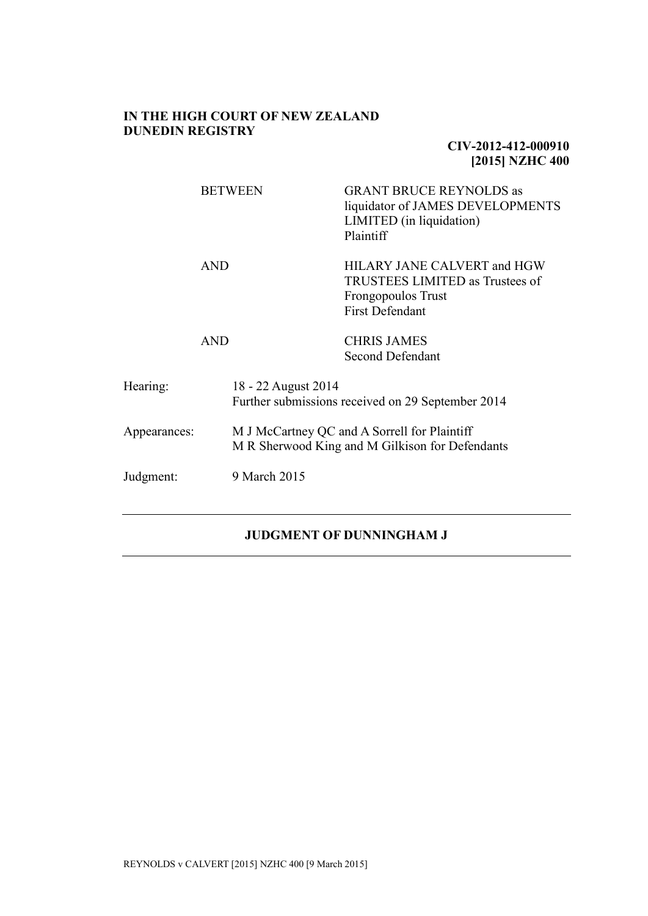**IN THE HIGH COURT OF NEW ZEALAND**
**DUNEDIN REGISTRY**

**CIV-2012-412-000910**
**[2015] NZHC 400**

| | |
|---|---|
| BETWEEN | GRANT BRUCE REYNOLDS as liquidator of JAMES DEVELOPMENTS LIMITED (in liquidation)<br>Plaintiff |
| AND | HILARY JANE CALVERT and HGW TRUSTEES LIMITED as Trustees of Frongopoulos Trust<br>First Defendant |
| AND | CHRIS JAMES<br>Second Defendant |

| | |
|---|---|
| Hearing: | 18 - 22 August 2014<br>Further submissions received on 29 September 2014 |
| Appearances: | M J McCartney QC and A Sorrell for Plaintiff<br>M R Sherwood King and M Gilkison for Defendants |
| Judgment: | 9 March 2015 |

---

**JUDGMENT OF DUNNINGHAM J**

---

REYNOLDS v CALVERT [2015] NZHC 400 [9 March 2015]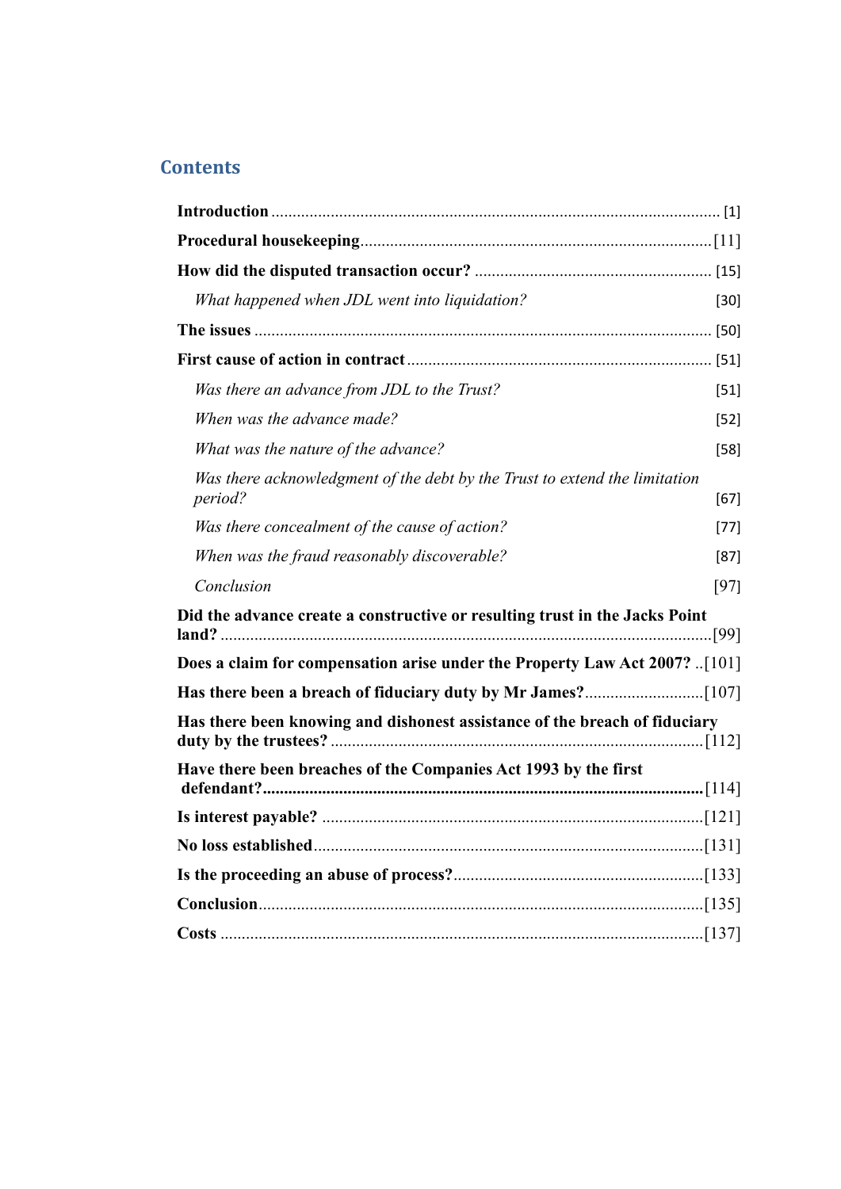## Contents

**Introduction** .......... [1]

**Procedural housekeeping** .......... [11]

**How did the disputed transaction occur?** .......... [15]

*What happened when JDL went into liquidation?* [30]

**The issues** .......... [50]

**First cause of action in contract** .......... [51]

*Was there an advance from JDL to the Trust?* [51]

*When was the advance made?* [52]

*What was the nature of the advance?* [58]

*Was there acknowledgment of the debt by the Trust to extend the limitation period?* [67]

*Was there concealment of the cause of action?* [77]

*When was the fraud reasonably discoverable?* [87]

*Conclusion* [97]

**Did the advance create a constructive or resulting trust in the Jacks Point land?** .......... [99]

**Does a claim for compensation arise under the Property Law Act 2007?** .. [101]

**Has there been a breach of fiduciary duty by Mr James?** .......... [107]

**Has there been knowing and dishonest assistance of the breach of fiduciary duty by the trustees?** .......... [112]

**Have there been breaches of the Companies Act 1993 by the first defendant?** .......... [114]

**Is interest payable?** .......... [121]

**No loss established** .......... [131]

**Is the proceeding an abuse of process?** .......... [133]

**Conclusion** .......... [135]

**Costs** .......... [137]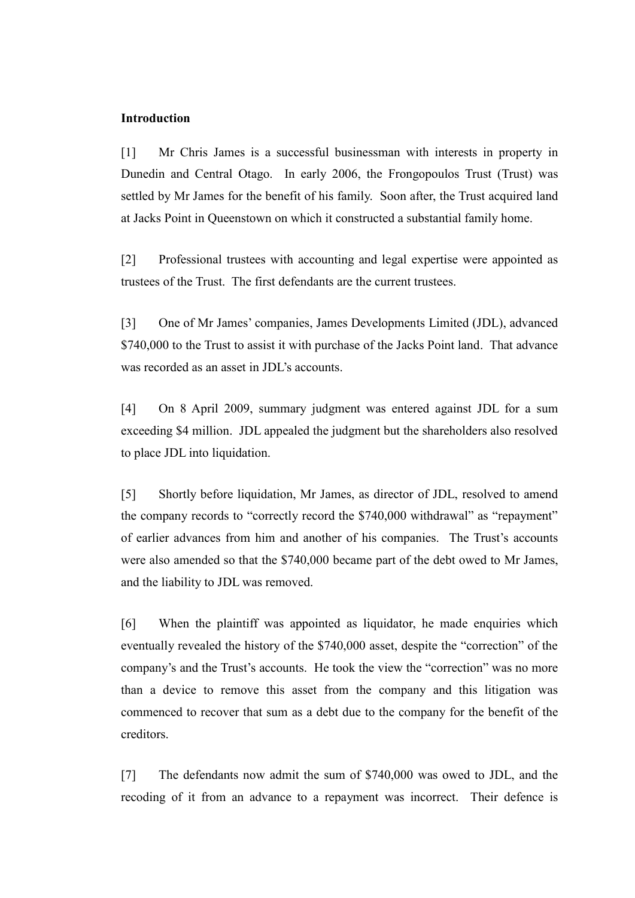**Introduction**

[1] Mr Chris James is a successful businessman with interests in property in Dunedin and Central Otago. In early 2006, the Frongopoulos Trust (Trust) was settled by Mr James for the benefit of his family. Soon after, the Trust acquired land at Jacks Point in Queenstown on which it constructed a substantial family home.

[2] Professional trustees with accounting and legal expertise were appointed as trustees of the Trust. The first defendants are the current trustees.

[3] One of Mr James' companies, James Developments Limited (JDL), advanced $740,000 to the Trust to assist it with purchase of the Jacks Point land. That advance was recorded as an asset in JDL's accounts.

[4] On 8 April 2009, summary judgment was entered against JDL for a sum exceeding $4 million. JDL appealed the judgment but the shareholders also resolved to place JDL into liquidation.

[5] Shortly before liquidation, Mr James, as director of JDL, resolved to amend the company records to "correctly record the $740,000 withdrawal" as "repayment" of earlier advances from him and another of his companies. The Trust's accounts were also amended so that the $740,000 became part of the debt owed to Mr James, and the liability to JDL was removed.

[6] When the plaintiff was appointed as liquidator, he made enquiries which eventually revealed the history of the $740,000 asset, despite the "correction" of the company's and the Trust's accounts. He took the view the "correction" was no more than a device to remove this asset from the company and this litigation was commenced to recover that sum as a debt due to the company for the benefit of the creditors.

[7] The defendants now admit the sum of $740,000 was owed to JDL, and the recoding of it from an advance to a repayment was incorrect. Their defence is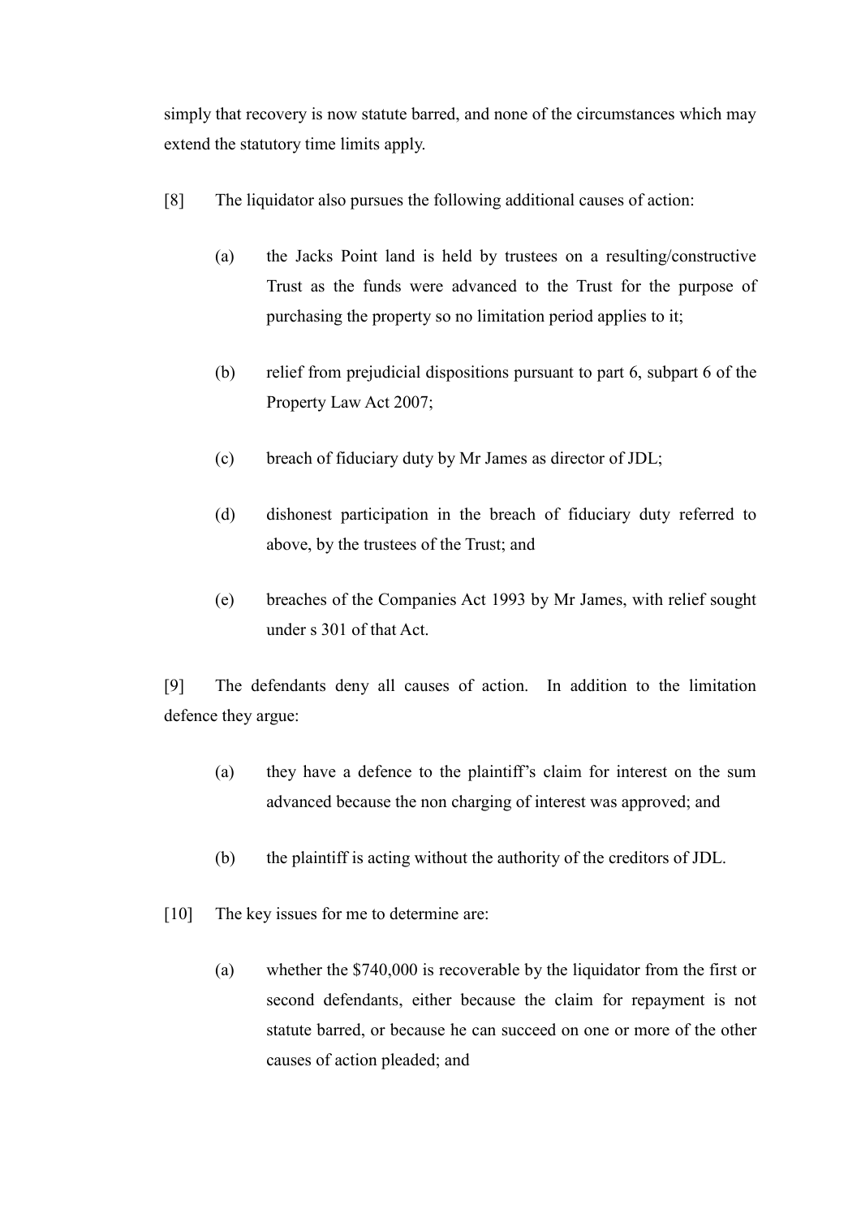simply that recovery is now statute barred, and none of the circumstances which may extend the statutory time limits apply.

[8] The liquidator also pursues the following additional causes of action:

(a) the Jacks Point land is held by trustees on a resulting/constructive Trust as the funds were advanced to the Trust for the purpose of purchasing the property so no limitation period applies to it;

(b) relief from prejudicial dispositions pursuant to part 6, subpart 6 of the Property Law Act 2007;

(c) breach of fiduciary duty by Mr James as director of JDL;

(d) dishonest participation in the breach of fiduciary duty referred to above, by the trustees of the Trust; and

(e) breaches of the Companies Act 1993 by Mr James, with relief sought under s 301 of that Act.

[9] The defendants deny all causes of action. In addition to the limitation defence they argue:

(a) they have a defence to the plaintiff's claim for interest on the sum advanced because the non charging of interest was approved; and

(b) the plaintiff is acting without the authority of the creditors of JDL.

[10] The key issues for me to determine are:

(a) whether the $740,000 is recoverable by the liquidator from the first or second defendants, either because the claim for repayment is not statute barred, or because he can succeed on one or more of the other causes of action pleaded; and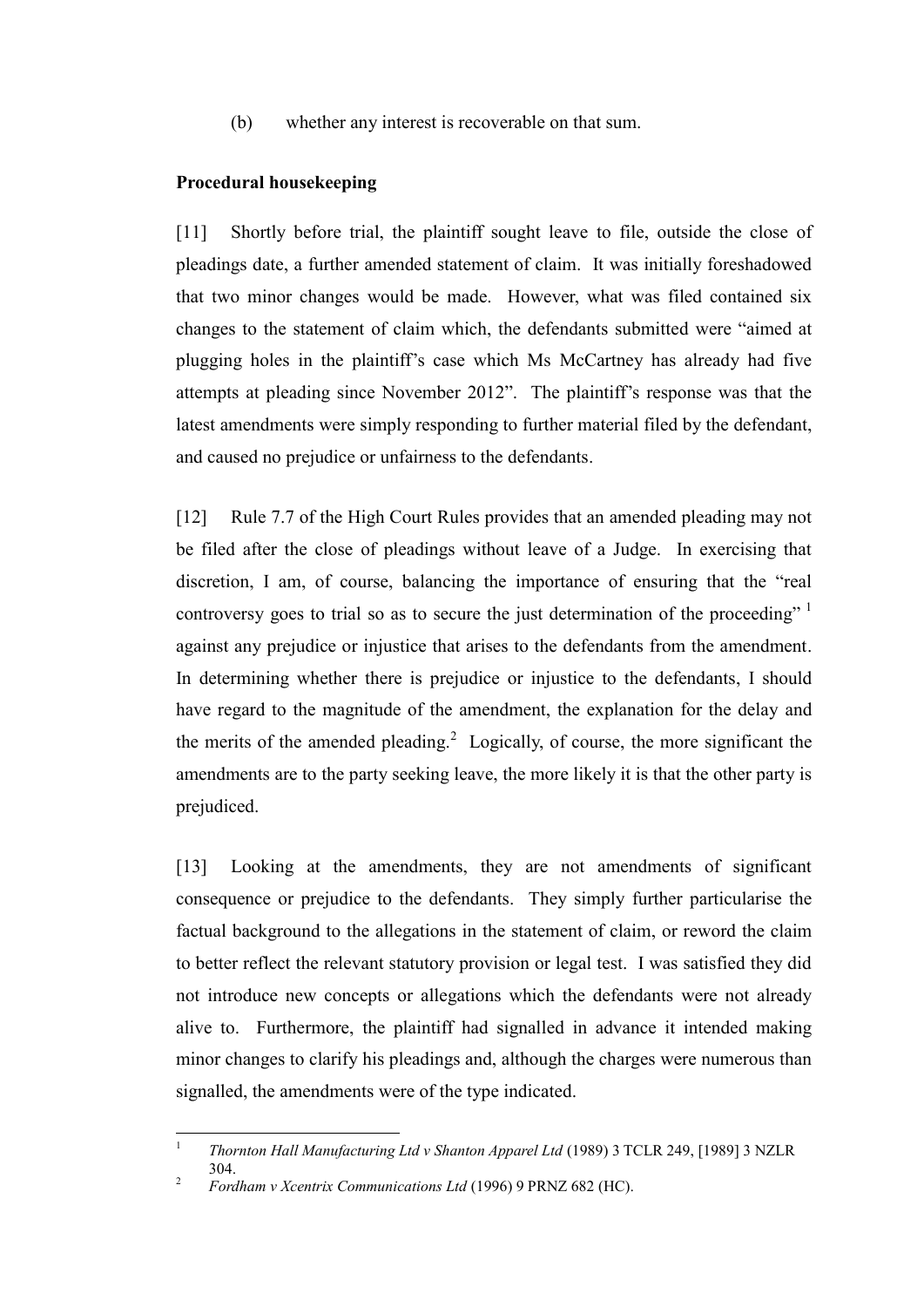(b) whether any interest is recoverable on that sum.

**Procedural housekeeping**

[11] Shortly before trial, the plaintiff sought leave to file, outside the close of pleadings date, a further amended statement of claim. It was initially foreshadowed that two minor changes would be made. However, what was filed contained six changes to the statement of claim which, the defendants submitted were "aimed at plugging holes in the plaintiff's case which Ms McCartney has already had five attempts at pleading since November 2012". The plaintiff's response was that the latest amendments were simply responding to further material filed by the defendant, and caused no prejudice or unfairness to the defendants.

[12] Rule 7.7 of the High Court Rules provides that an amended pleading may not be filed after the close of pleadings without leave of a Judge. In exercising that discretion, I am, of course, balancing the importance of ensuring that the "real controversy goes to trial so as to secure the just determination of the proceeding" [1] against any prejudice or injustice that arises to the defendants from the amendment. In determining whether there is prejudice or injustice to the defendants, I should have regard to the magnitude of the amendment, the explanation for the delay and the merits of the amended pleading.[2] Logically, of course, the more significant the amendments are to the party seeking leave, the more likely it is that the other party is prejudiced.

[13] Looking at the amendments, they are not amendments of significant consequence or prejudice to the defendants. They simply further particularise the factual background to the allegations in the statement of claim, or reword the claim to better reflect the relevant statutory provision or legal test. I was satisfied they did not introduce new concepts or allegations which the defendants were not already alive to. Furthermore, the plaintiff had signalled in advance it intended making minor changes to clarify his pleadings and, although the charges were numerous than signalled, the amendments were of the type indicated.

---

[1] *Thornton Hall Manufacturing Ltd v Shanton Apparel Ltd* (1989) 3 TCLR 249, [1989] 3 NZLR 304.

[2] *Fordham v Xcentrix Communications Ltd* (1996) 9 PRNZ 682 (HC).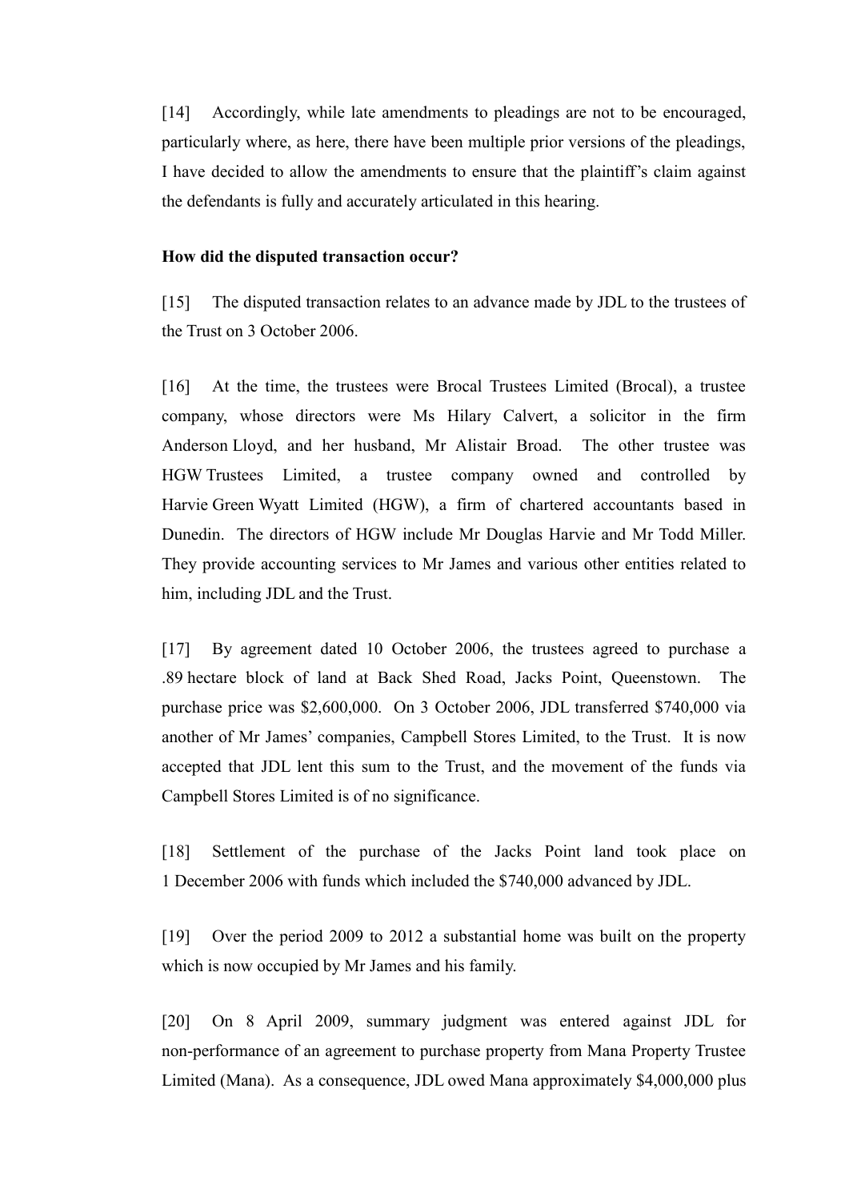[14] Accordingly, while late amendments to pleadings are not to be encouraged, particularly where, as here, there have been multiple prior versions of the pleadings, I have decided to allow the amendments to ensure that the plaintiff's claim against the defendants is fully and accurately articulated in this hearing.

**How did the disputed transaction occur?**

[15] The disputed transaction relates to an advance made by JDL to the trustees of the Trust on 3 October 2006.

[16] At the time, the trustees were Brocal Trustees Limited (Brocal), a trustee company, whose directors were Ms Hilary Calvert, a solicitor in the firm Anderson Lloyd, and her husband, Mr Alistair Broad. The other trustee was HGW Trustees Limited, a trustee company owned and controlled by Harvie Green Wyatt Limited (HGW), a firm of chartered accountants based in Dunedin. The directors of HGW include Mr Douglas Harvie and Mr Todd Miller. They provide accounting services to Mr James and various other entities related to him, including JDL and the Trust.

[17] By agreement dated 10 October 2006, the trustees agreed to purchase a .89 hectare block of land at Back Shed Road, Jacks Point, Queenstown. The purchase price was $2,600,000. On 3 October 2006, JDL transferred $740,000 via another of Mr James' companies, Campbell Stores Limited, to the Trust. It is now accepted that JDL lent this sum to the Trust, and the movement of the funds via Campbell Stores Limited is of no significance.

[18] Settlement of the purchase of the Jacks Point land took place on 1 December 2006 with funds which included the $740,000 advanced by JDL.

[19] Over the period 2009 to 2012 a substantial home was built on the property which is now occupied by Mr James and his family.

[20] On 8 April 2009, summary judgment was entered against JDL for non-performance of an agreement to purchase property from Mana Property Trustee Limited (Mana). As a consequence, JDL owed Mana approximately $4,000,000 plus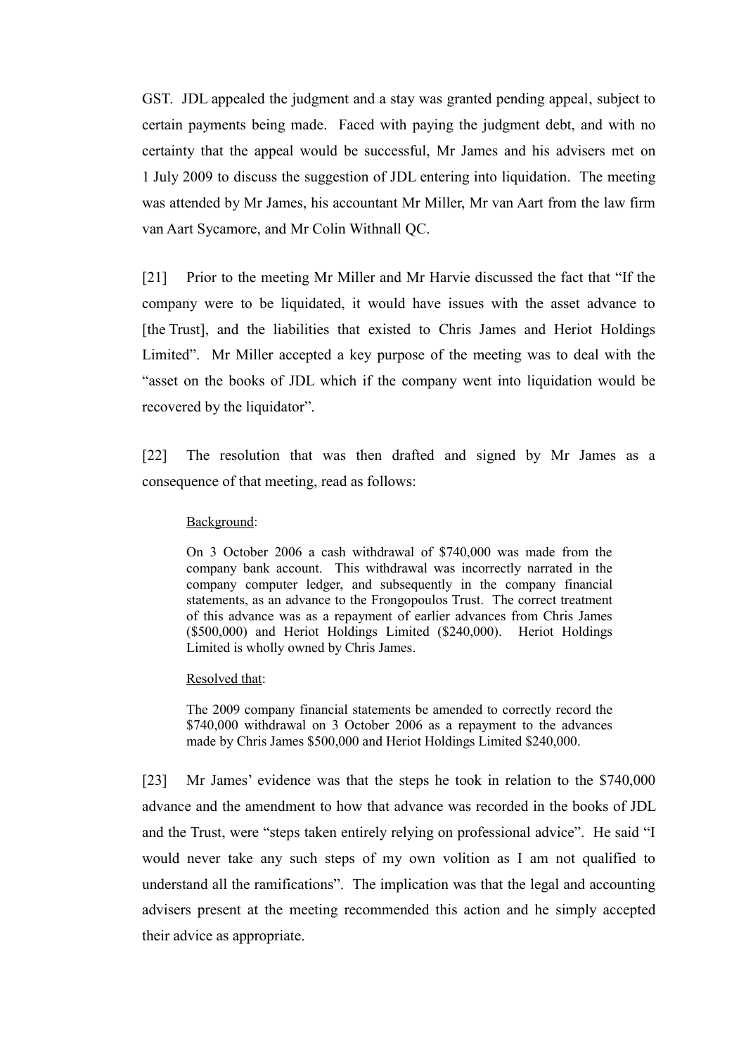GST. JDL appealed the judgment and a stay was granted pending appeal, subject to certain payments being made. Faced with paying the judgment debt, and with no certainty that the appeal would be successful, Mr James and his advisers met on 1 July 2009 to discuss the suggestion of JDL entering into liquidation. The meeting was attended by Mr James, his accountant Mr Miller, Mr van Aart from the law firm van Aart Sycamore, and Mr Colin Withnall QC.

[21] Prior to the meeting Mr Miller and Mr Harvie discussed the fact that "If the company were to be liquidated, it would have issues with the asset advance to [the Trust], and the liabilities that existed to Chris James and Heriot Holdings Limited". Mr Miller accepted a key purpose of the meeting was to deal with the "asset on the books of JDL which if the company went into liquidation would be recovered by the liquidator".

[22] The resolution that was then drafted and signed by Mr James as a consequence of that meeting, read as follows:

> Background:
>
> On 3 October 2006 a cash withdrawal of $740,000 was made from the company bank account. This withdrawal was incorrectly narrated in the company computer ledger, and subsequently in the company financial statements, as an advance to the Frongopoulos Trust. The correct treatment of this advance was as a repayment of earlier advances from Chris James ($500,000) and Heriot Holdings Limited ($240,000). Heriot Holdings Limited is wholly owned by Chris James.
>
> Resolved that:
>
> The 2009 company financial statements be amended to correctly record the $740,000 withdrawal on 3 October 2006 as a repayment to the advances made by Chris James $500,000 and Heriot Holdings Limited $240,000.

[23] Mr James' evidence was that the steps he took in relation to the $740,000 advance and the amendment to how that advance was recorded in the books of JDL and the Trust, were "steps taken entirely relying on professional advice". He said "I would never take any such steps of my own volition as I am not qualified to understand all the ramifications". The implication was that the legal and accounting advisers present at the meeting recommended this action and he simply accepted their advice as appropriate.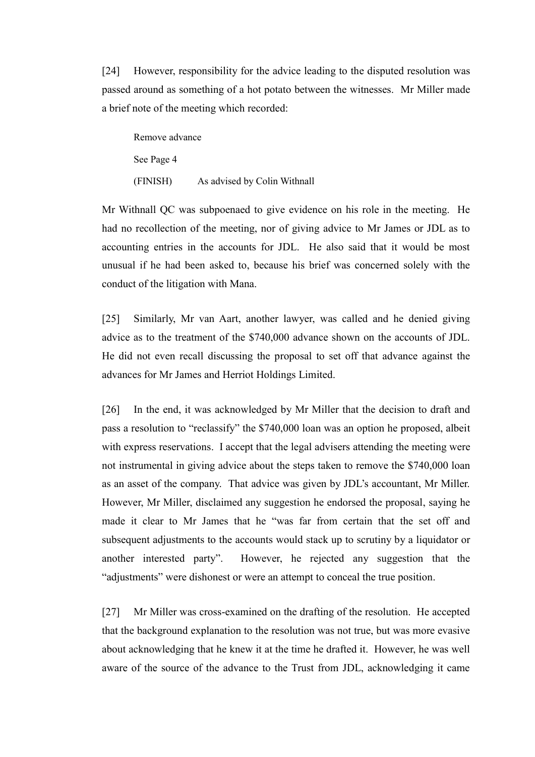[24] However, responsibility for the advice leading to the disputed resolution was passed around as something of a hot potato between the witnesses. Mr Miller made a brief note of the meeting which recorded:

> Remove advance
>
> See Page 4
>
> (FINISH) As advised by Colin Withnall

Mr Withnall QC was subpoenaed to give evidence on his role in the meeting. He had no recollection of the meeting, nor of giving advice to Mr James or JDL as to accounting entries in the accounts for JDL. He also said that it would be most unusual if he had been asked to, because his brief was concerned solely with the conduct of the litigation with Mana.

[25] Similarly, Mr van Aart, another lawyer, was called and he denied giving advice as to the treatment of the $740,000 advance shown on the accounts of JDL. He did not even recall discussing the proposal to set off that advance against the advances for Mr James and Herriot Holdings Limited.

[26] In the end, it was acknowledged by Mr Miller that the decision to draft and pass a resolution to "reclassify" the $740,000 loan was an option he proposed, albeit with express reservations. I accept that the legal advisers attending the meeting were not instrumental in giving advice about the steps taken to remove the $740,000 loan as an asset of the company. That advice was given by JDL's accountant, Mr Miller. However, Mr Miller, disclaimed any suggestion he endorsed the proposal, saying he made it clear to Mr James that he "was far from certain that the set off and subsequent adjustments to the accounts would stack up to scrutiny by a liquidator or another interested party". However, he rejected any suggestion that the "adjustments" were dishonest or were an attempt to conceal the true position.

[27] Mr Miller was cross-examined on the drafting of the resolution. He accepted that the background explanation to the resolution was not true, but was more evasive about acknowledging that he knew it at the time he drafted it. However, he was well aware of the source of the advance to the Trust from JDL, acknowledging it came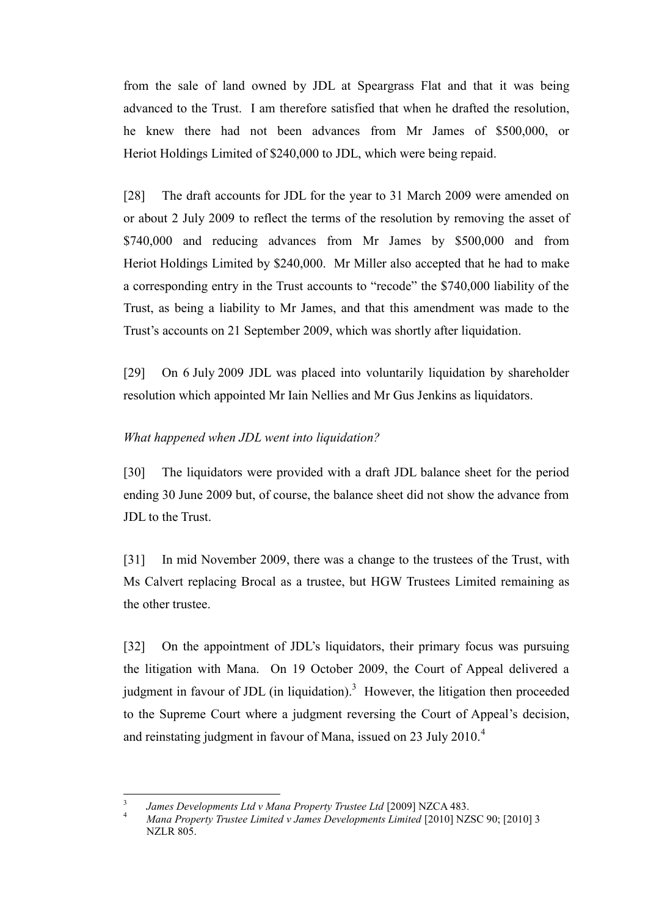from the sale of land owned by JDL at Speargrass Flat and that it was being advanced to the Trust. I am therefore satisfied that when he drafted the resolution, he knew there had not been advances from Mr James of $500,000, or Heriot Holdings Limited of $240,000 to JDL, which were being repaid.

[28] The draft accounts for JDL for the year to 31 March 2009 were amended on or about 2 July 2009 to reflect the terms of the resolution by removing the asset of $740,000 and reducing advances from Mr James by $500,000 and from Heriot Holdings Limited by $240,000. Mr Miller also accepted that he had to make a corresponding entry in the Trust accounts to "recode" the $740,000 liability of the Trust, as being a liability to Mr James, and that this amendment was made to the Trust's accounts on 21 September 2009, which was shortly after liquidation.

[29] On 6 July 2009 JDL was placed into voluntarily liquidation by shareholder resolution which appointed Mr Iain Nellies and Mr Gus Jenkins as liquidators.

*What happened when JDL went into liquidation?*

[30] The liquidators were provided with a draft JDL balance sheet for the period ending 30 June 2009 but, of course, the balance sheet did not show the advance from JDL to the Trust.

[31] In mid November 2009, there was a change to the trustees of the Trust, with Ms Calvert replacing Brocal as a trustee, but HGW Trustees Limited remaining as the other trustee.

[32] On the appointment of JDL's liquidators, their primary focus was pursuing the litigation with Mana. On 19 October 2009, the Court of Appeal delivered a judgment in favour of JDL (in liquidation).[3] However, the litigation then proceeded to the Supreme Court where a judgment reversing the Court of Appeal's decision, and reinstating judgment in favour of Mana, issued on 23 July 2010.[4]

---

[3] *James Developments Ltd v Mana Property Trustee Ltd* [2009] NZCA 483.

[4] *Mana Property Trustee Limited v James Developments Limited* [2010] NZSC 90; [2010] 3 NZLR 805.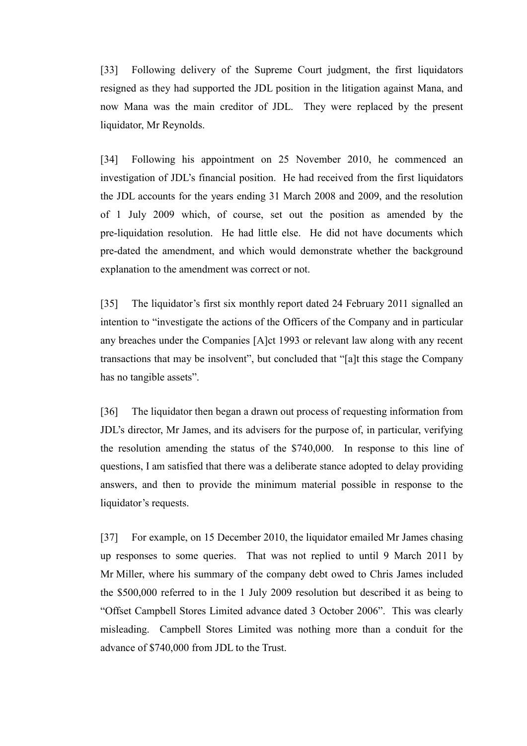[33] Following delivery of the Supreme Court judgment, the first liquidators resigned as they had supported the JDL position in the litigation against Mana, and now Mana was the main creditor of JDL. They were replaced by the present liquidator, Mr Reynolds.

[34] Following his appointment on 25 November 2010, he commenced an investigation of JDL's financial position. He had received from the first liquidators the JDL accounts for the years ending 31 March 2008 and 2009, and the resolution of 1 July 2009 which, of course, set out the position as amended by the pre-liquidation resolution. He had little else. He did not have documents which pre-dated the amendment, and which would demonstrate whether the background explanation to the amendment was correct or not.

[35] The liquidator's first six monthly report dated 24 February 2011 signalled an intention to "investigate the actions of the Officers of the Company and in particular any breaches under the Companies [A]ct 1993 or relevant law along with any recent transactions that may be insolvent", but concluded that "[a]t this stage the Company has no tangible assets".

[36] The liquidator then began a drawn out process of requesting information from JDL's director, Mr James, and its advisers for the purpose of, in particular, verifying the resolution amending the status of the $740,000. In response to this line of questions, I am satisfied that there was a deliberate stance adopted to delay providing answers, and then to provide the minimum material possible in response to the liquidator's requests.

[37] For example, on 15 December 2010, the liquidator emailed Mr James chasing up responses to some queries. That was not replied to until 9 March 2011 by Mr Miller, where his summary of the company debt owed to Chris James included the $500,000 referred to in the 1 July 2009 resolution but described it as being to "Offset Campbell Stores Limited advance dated 3 October 2006". This was clearly misleading. Campbell Stores Limited was nothing more than a conduit for the advance of $740,000 from JDL to the Trust.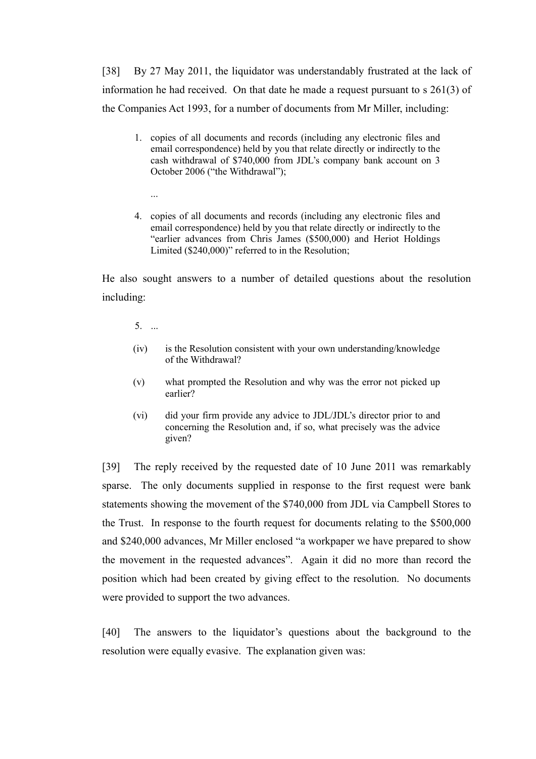[38] By 27 May 2011, the liquidator was understandably frustrated at the lack of information he had received. On that date he made a request pursuant to s 261(3) of the Companies Act 1993, for a number of documents from Mr Miller, including:

> 1. copies of all documents and records (including any electronic files and email correspondence) held by you that relate directly or indirectly to the cash withdrawal of $740,000 from JDL's company bank account on 3 October 2006 ("the Withdrawal");
>
> ...
>
> 4. copies of all documents and records (including any electronic files and email correspondence) held by you that relate directly or indirectly to the "earlier advances from Chris James ($500,000) and Heriot Holdings Limited ($240,000)" referred to in the Resolution;

He also sought answers to a number of detailed questions about the resolution including:

> 5. ...
>
> (iv) is the Resolution consistent with your own understanding/knowledge of the Withdrawal?
>
> (v) what prompted the Resolution and why was the error not picked up earlier?
>
> (vi) did your firm provide any advice to JDL/JDL's director prior to and concerning the Resolution and, if so, what precisely was the advice given?

[39] The reply received by the requested date of 10 June 2011 was remarkably sparse. The only documents supplied in response to the first request were bank statements showing the movement of the $740,000 from JDL via Campbell Stores to the Trust. In response to the fourth request for documents relating to the $500,000 and $240,000 advances, Mr Miller enclosed "a workpaper we have prepared to show the movement in the requested advances". Again it did no more than record the position which had been created by giving effect to the resolution. No documents were provided to support the two advances.

[40] The answers to the liquidator's questions about the background to the resolution were equally evasive. The explanation given was: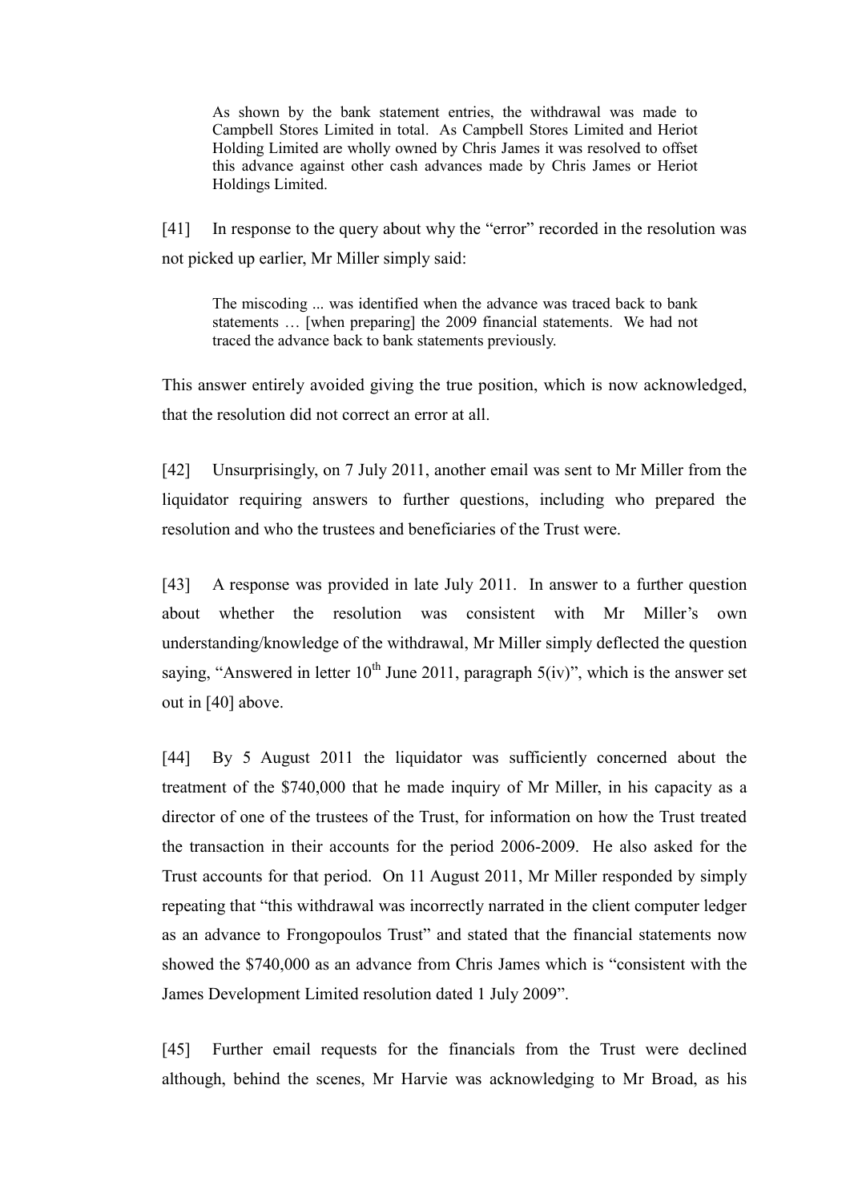> As shown by the bank statement entries, the withdrawal was made to Campbell Stores Limited in total. As Campbell Stores Limited and Heriot Holding Limited are wholly owned by Chris James it was resolved to offset this advance against other cash advances made by Chris James or Heriot Holdings Limited.

[41] In response to the query about why the "error" recorded in the resolution was not picked up earlier, Mr Miller simply said:

> The miscoding ... was identified when the advance was traced back to bank statements … [when preparing] the 2009 financial statements. We had not traced the advance back to bank statements previously.

This answer entirely avoided giving the true position, which is now acknowledged, that the resolution did not correct an error at all.

[42] Unsurprisingly, on 7 July 2011, another email was sent to Mr Miller from the liquidator requiring answers to further questions, including who prepared the resolution and who the trustees and beneficiaries of the Trust were.

[43] A response was provided in late July 2011. In answer to a further question about whether the resolution was consistent with Mr Miller's own understanding/knowledge of the withdrawal, Mr Miller simply deflected the question saying, "Answered in letter 10th June 2011, paragraph 5(iv)", which is the answer set out in [40] above.

[44] By 5 August 2011 the liquidator was sufficiently concerned about the treatment of the $740,000 that he made inquiry of Mr Miller, in his capacity as a director of one of the trustees of the Trust, for information on how the Trust treated the transaction in their accounts for the period 2006-2009. He also asked for the Trust accounts for that period. On 11 August 2011, Mr Miller responded by simply repeating that "this withdrawal was incorrectly narrated in the client computer ledger as an advance to Frongopoulos Trust" and stated that the financial statements now showed the $740,000 as an advance from Chris James which is "consistent with the James Development Limited resolution dated 1 July 2009".

[45] Further email requests for the financials from the Trust were declined although, behind the scenes, Mr Harvie was acknowledging to Mr Broad, as his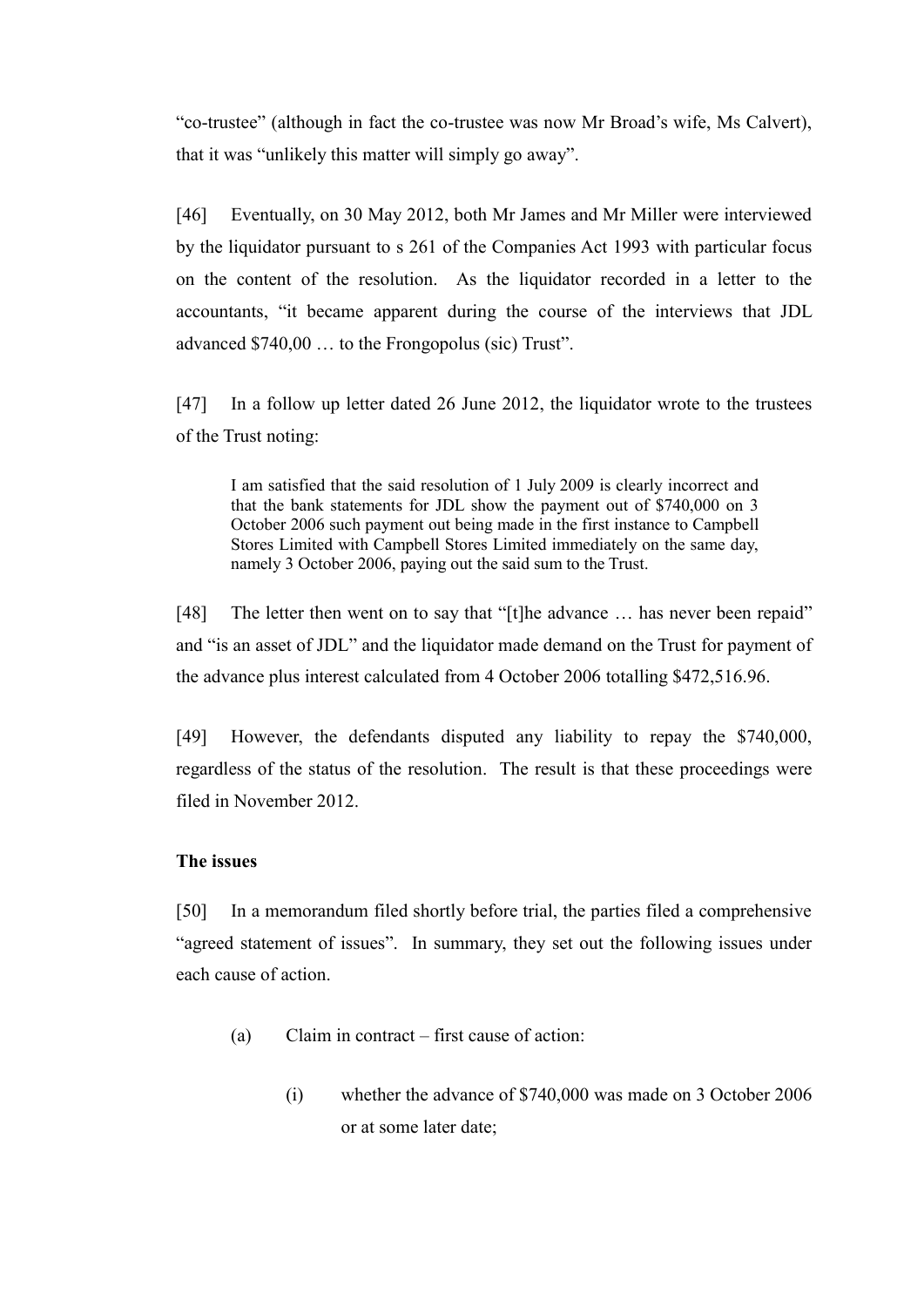"co-trustee" (although in fact the co-trustee was now Mr Broad's wife, Ms Calvert), that it was "unlikely this matter will simply go away".

[46] Eventually, on 30 May 2012, both Mr James and Mr Miller were interviewed by the liquidator pursuant to s 261 of the Companies Act 1993 with particular focus on the content of the resolution. As the liquidator recorded in a letter to the accountants, "it became apparent during the course of the interviews that JDL advanced $740,00 … to the Frongopolus (sic) Trust".

[47] In a follow up letter dated 26 June 2012, the liquidator wrote to the trustees of the Trust noting:

> I am satisfied that the said resolution of 1 July 2009 is clearly incorrect and that the bank statements for JDL show the payment out of $740,000 on 3 October 2006 such payment out being made in the first instance to Campbell Stores Limited with Campbell Stores Limited immediately on the same day, namely 3 October 2006, paying out the said sum to the Trust.

[48] The letter then went on to say that "[t]he advance … has never been repaid" and "is an asset of JDL" and the liquidator made demand on the Trust for payment of the advance plus interest calculated from 4 October 2006 totalling $472,516.96.

[49] However, the defendants disputed any liability to repay the $740,000, regardless of the status of the resolution. The result is that these proceedings were filed in November 2012.

**The issues**

[50] In a memorandum filed shortly before trial, the parties filed a comprehensive "agreed statement of issues". In summary, they set out the following issues under each cause of action.

(a) Claim in contract – first cause of action:

(i) whether the advance of $740,000 was made on 3 October 2006 or at some later date;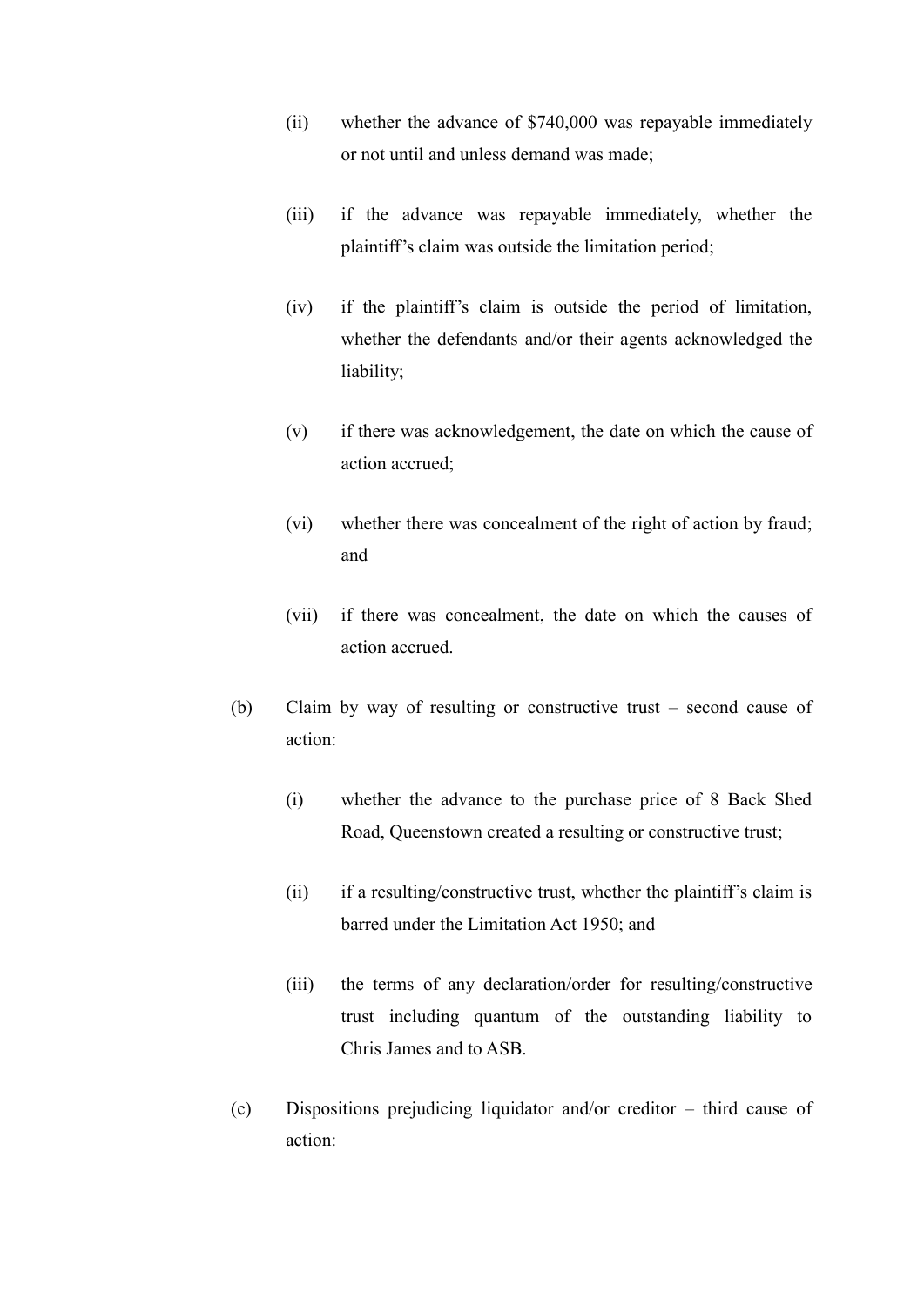(ii) whether the advance of $740,000 was repayable immediately or not until and unless demand was made;

(iii) if the advance was repayable immediately, whether the plaintiff's claim was outside the limitation period;

(iv) if the plaintiff's claim is outside the period of limitation, whether the defendants and/or their agents acknowledged the liability;

(v) if there was acknowledgement, the date on which the cause of action accrued;

(vi) whether there was concealment of the right of action by fraud; and

(vii) if there was concealment, the date on which the causes of action accrued.

(b) Claim by way of resulting or constructive trust – second cause of action:

(i) whether the advance to the purchase price of 8 Back Shed Road, Queenstown created a resulting or constructive trust;

(ii) if a resulting/constructive trust, whether the plaintiff's claim is barred under the Limitation Act 1950; and

(iii) the terms of any declaration/order for resulting/constructive trust including quantum of the outstanding liability to Chris James and to ASB.

(c) Dispositions prejudicing liquidator and/or creditor – third cause of action: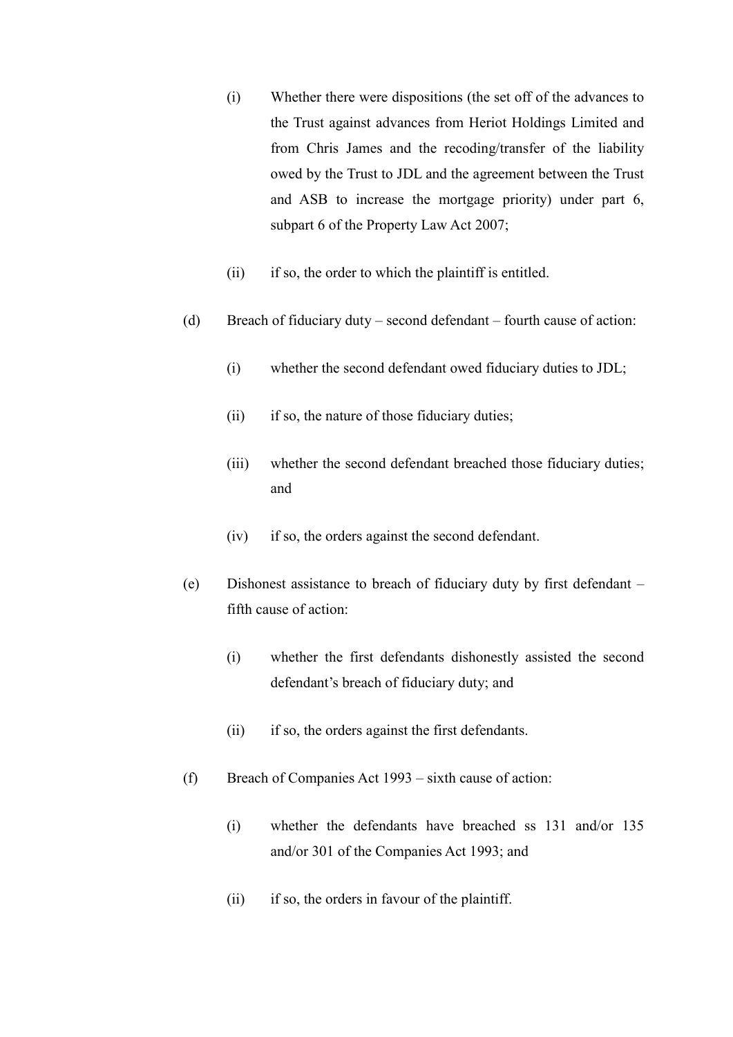(i) Whether there were dispositions (the set off of the advances to the Trust against advances from Heriot Holdings Limited and from Chris James and the recoding/transfer of the liability owed by the Trust to JDL and the agreement between the Trust and ASB to increase the mortgage priority) under part 6, subpart 6 of the Property Law Act 2007;

(ii) if so, the order to which the plaintiff is entitled.

(d) Breach of fiduciary duty – second defendant – fourth cause of action:

(i) whether the second defendant owed fiduciary duties to JDL;

(ii) if so, the nature of those fiduciary duties;

(iii) whether the second defendant breached those fiduciary duties; and

(iv) if so, the orders against the second defendant.

(e) Dishonest assistance to breach of fiduciary duty by first defendant – fifth cause of action:

(i) whether the first defendants dishonestly assisted the second defendant's breach of fiduciary duty; and

(ii) if so, the orders against the first defendants.

(f) Breach of Companies Act 1993 – sixth cause of action:

(i) whether the defendants have breached ss 131 and/or 135 and/or 301 of the Companies Act 1993; and

(ii) if so, the orders in favour of the plaintiff.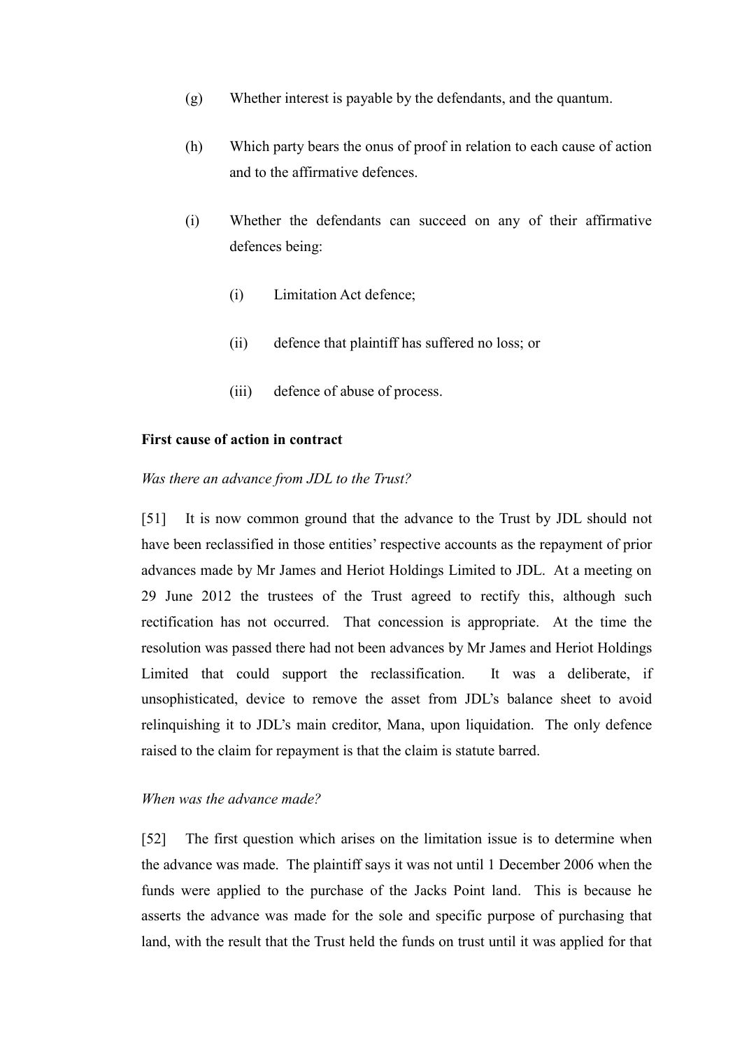(g) Whether interest is payable by the defendants, and the quantum.

(h) Which party bears the onus of proof in relation to each cause of action and to the affirmative defences.

(i) Whether the defendants can succeed on any of their affirmative defences being:

   (i) Limitation Act defence;

   (ii) defence that plaintiff has suffered no loss; or

   (iii) defence of abuse of process.

**First cause of action in contract**

*Was there an advance from JDL to the Trust?*

[51] It is now common ground that the advance to the Trust by JDL should not have been reclassified in those entities' respective accounts as the repayment of prior advances made by Mr James and Heriot Holdings Limited to JDL. At a meeting on 29 June 2012 the trustees of the Trust agreed to rectify this, although such rectification has not occurred. That concession is appropriate. At the time the resolution was passed there had not been advances by Mr James and Heriot Holdings Limited that could support the reclassification. It was a deliberate, if unsophisticated, device to remove the asset from JDL's balance sheet to avoid relinquishing it to JDL's main creditor, Mana, upon liquidation. The only defence raised to the claim for repayment is that the claim is statute barred.

*When was the advance made?*

[52] The first question which arises on the limitation issue is to determine when the advance was made. The plaintiff says it was not until 1 December 2006 when the funds were applied to the purchase of the Jacks Point land. This is because he asserts the advance was made for the sole and specific purpose of purchasing that land, with the result that the Trust held the funds on trust until it was applied for that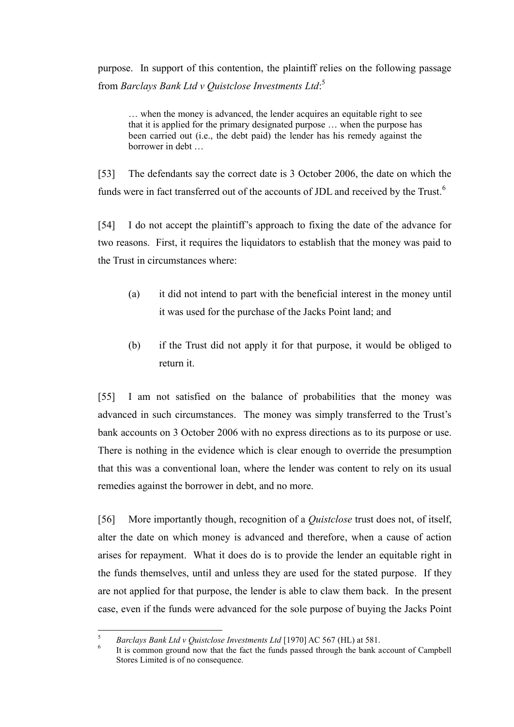purpose. In support of this contention, the plaintiff relies on the following passage from *Barclays Bank Ltd v Quistclose Investments Ltd*:[5]

> … when the money is advanced, the lender acquires an equitable right to see that it is applied for the primary designated purpose … when the purpose has been carried out (i.e., the debt paid) the lender has his remedy against the borrower in debt …

[53] The defendants say the correct date is 3 October 2006, the date on which the funds were in fact transferred out of the accounts of JDL and received by the Trust.[6]

[54] I do not accept the plaintiff's approach to fixing the date of the advance for two reasons. First, it requires the liquidators to establish that the money was paid to the Trust in circumstances where:

(a) it did not intend to part with the beneficial interest in the money until it was used for the purchase of the Jacks Point land; and

(b) if the Trust did not apply it for that purpose, it would be obliged to return it.

[55] I am not satisfied on the balance of probabilities that the money was advanced in such circumstances. The money was simply transferred to the Trust's bank accounts on 3 October 2006 with no express directions as to its purpose or use. There is nothing in the evidence which is clear enough to override the presumption that this was a conventional loan, where the lender was content to rely on its usual remedies against the borrower in debt, and no more.

[56] More importantly though, recognition of a *Quistclose* trust does not, of itself, alter the date on which money is advanced and therefore, when a cause of action arises for repayment. What it does do is to provide the lender an equitable right in the funds themselves, until and unless they are used for the stated purpose. If they are not applied for that purpose, the lender is able to claw them back. In the present case, even if the funds were advanced for the sole purpose of buying the Jacks Point

---

[5] *Barclays Bank Ltd v Quistclose Investments Ltd* [1970] AC 567 (HL) at 581.

[6] It is common ground now that the fact the funds passed through the bank account of Campbell Stores Limited is of no consequence.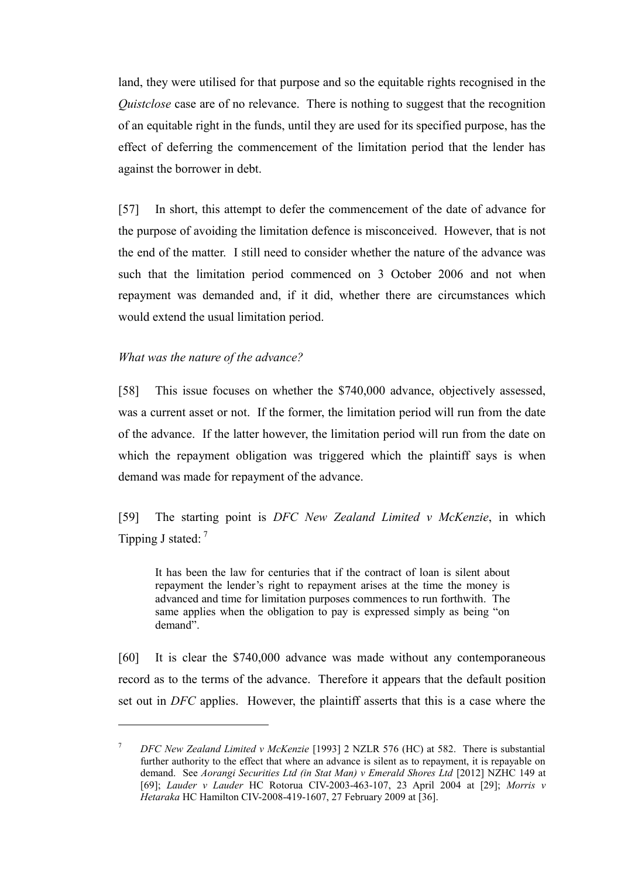land, they were utilised for that purpose and so the equitable rights recognised in the *Quistclose* case are of no relevance. There is nothing to suggest that the recognition of an equitable right in the funds, until they are used for its specified purpose, has the effect of deferring the commencement of the limitation period that the lender has against the borrower in debt.

[57] In short, this attempt to defer the commencement of the date of advance for the purpose of avoiding the limitation defence is misconceived. However, that is not the end of the matter. I still need to consider whether the nature of the advance was such that the limitation period commenced on 3 October 2006 and not when repayment was demanded and, if it did, whether there are circumstances which would extend the usual limitation period.

*What was the nature of the advance?*

[58] This issue focuses on whether the $740,000 advance, objectively assessed, was a current asset or not. If the former, the limitation period will run from the date of the advance. If the latter however, the limitation period will run from the date on which the repayment obligation was triggered which the plaintiff says is when demand was made for repayment of the advance.

[59] The starting point is *DFC New Zealand Limited v McKenzie*, in which Tipping J stated: [7]

> It has been the law for centuries that if the contract of loan is silent about repayment the lender's right to repayment arises at the time the money is advanced and time for limitation purposes commences to run forthwith. The same applies when the obligation to pay is expressed simply as being "on demand".

[60] It is clear the $740,000 advance was made without any contemporaneous record as to the terms of the advance. Therefore it appears that the default position set out in *DFC* applies. However, the plaintiff asserts that this is a case where the

---

[7] *DFC New Zealand Limited v McKenzie* [1993] 2 NZLR 576 (HC) at 582. There is substantial further authority to the effect that where an advance is silent as to repayment, it is repayable on demand. See *Aorangi Securities Ltd (in Stat Man) v Emerald Shores Ltd* [2012] NZHC 149 at [69]; *Lauder v Lauder* HC Rotorua CIV-2003-463-107, 23 April 2004 at [29]; *Morris v Hetaraka* HC Hamilton CIV-2008-419-1607, 27 February 2009 at [36].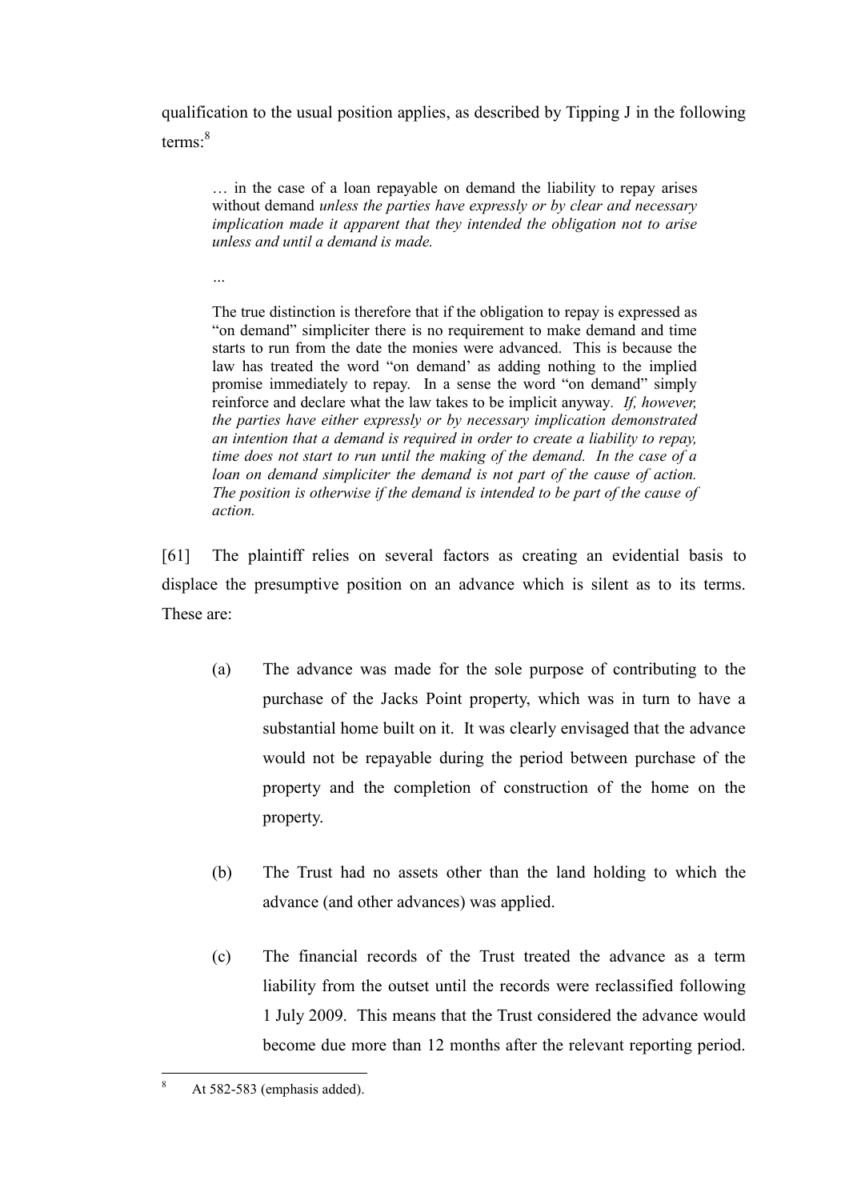qualification to the usual position applies, as described by Tipping J in the following terms:[8]

> … in the case of a loan repayable on demand the liability to repay arises without demand *unless the parties have expressly or by clear and necessary implication made it apparent that they intended the obligation not to arise unless and until a demand is made.*
>
> …
>
> The true distinction is therefore that if the obligation to repay is expressed as "on demand" simpliciter there is no requirement to make demand and time starts to run from the date the monies were advanced. This is because the law has treated the word "on demand' as adding nothing to the implied promise immediately to repay. In a sense the word "on demand" simply reinforce and declare what the law takes to be implicit anyway. *If, however, the parties have either expressly or by necessary implication demonstrated an intention that a demand is required in order to create a liability to repay, time does not start to run until the making of the demand. In the case of a loan on demand simpliciter the demand is not part of the cause of action. The position is otherwise if the demand is intended to be part of the cause of action.*

[61] The plaintiff relies on several factors as creating an evidential basis to displace the presumptive position on an advance which is silent as to its terms. These are:

(a) The advance was made for the sole purpose of contributing to the purchase of the Jacks Point property, which was in turn to have a substantial home built on it. It was clearly envisaged that the advance would not be repayable during the period between purchase of the property and the completion of construction of the home on the property.

(b) The Trust had no assets other than the land holding to which the advance (and other advances) was applied.

(c) The financial records of the Trust treated the advance as a term liability from the outset until the records were reclassified following 1 July 2009. This means that the Trust considered the advance would become due more than 12 months after the relevant reporting period.

---

[8] At 582-583 (emphasis added).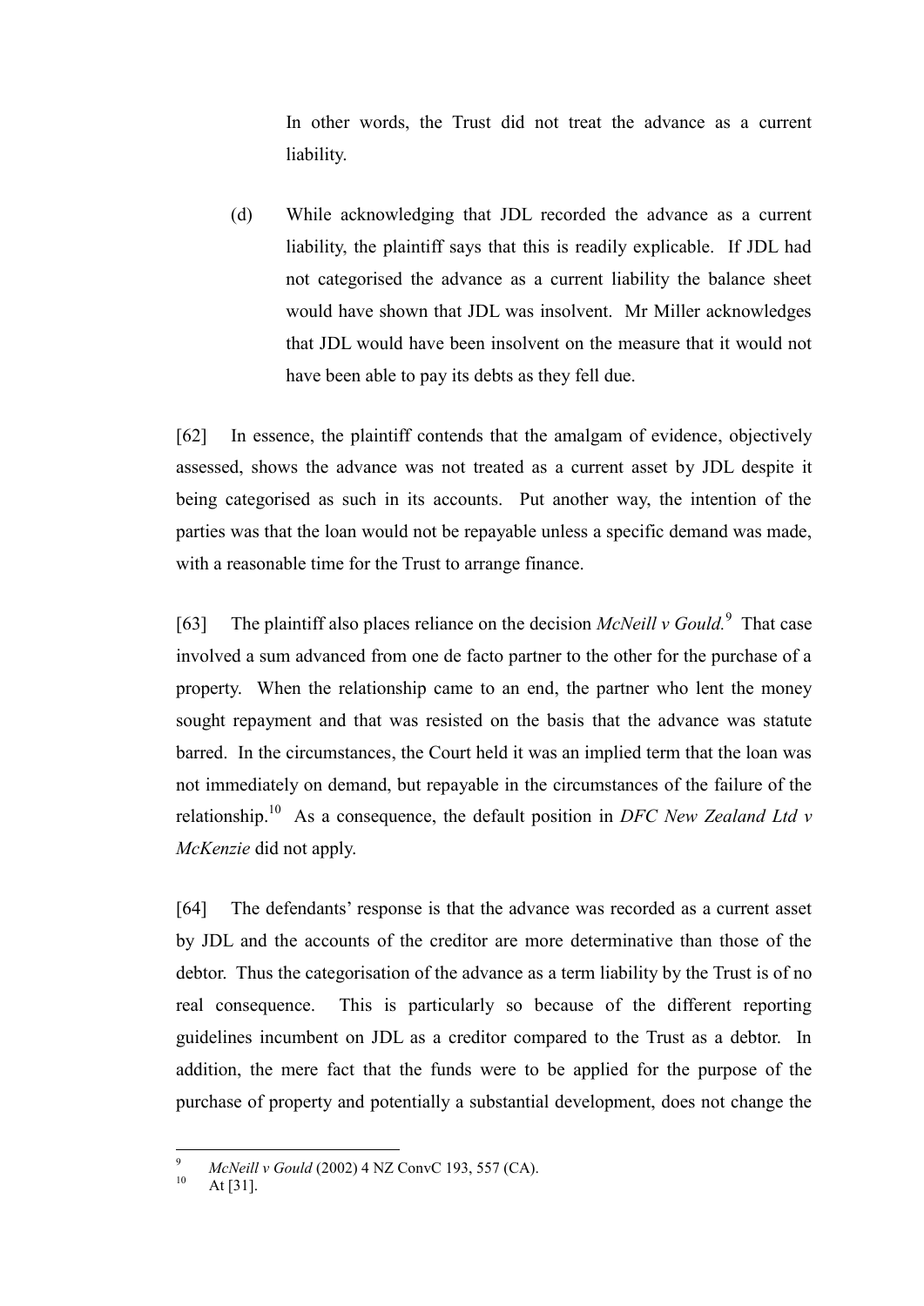In other words, the Trust did not treat the advance as a current liability.

(d) While acknowledging that JDL recorded the advance as a current liability, the plaintiff says that this is readily explicable. If JDL had not categorised the advance as a current liability the balance sheet would have shown that JDL was insolvent. Mr Miller acknowledges that JDL would have been insolvent on the measure that it would not have been able to pay its debts as they fell due.

[62] In essence, the plaintiff contends that the amalgam of evidence, objectively assessed, shows the advance was not treated as a current asset by JDL despite it being categorised as such in its accounts. Put another way, the intention of the parties was that the loan would not be repayable unless a specific demand was made, with a reasonable time for the Trust to arrange finance.

[63] The plaintiff also places reliance on the decision *McNeill v Gould.*[9] That case involved a sum advanced from one de facto partner to the other for the purchase of a property. When the relationship came to an end, the partner who lent the money sought repayment and that was resisted on the basis that the advance was statute barred. In the circumstances, the Court held it was an implied term that the loan was not immediately on demand, but repayable in the circumstances of the failure of the relationship.[10] As a consequence, the default position in *DFC New Zealand Ltd v McKenzie* did not apply.

[64] The defendants' response is that the advance was recorded as a current asset by JDL and the accounts of the creditor are more determinative than those of the debtor. Thus the categorisation of the advance as a term liability by the Trust is of no real consequence. This is particularly so because of the different reporting guidelines incumbent on JDL as a creditor compared to the Trust as a debtor. In addition, the mere fact that the funds were to be applied for the purpose of the purchase of property and potentially a substantial development, does not change the

---

[9] *McNeill v Gould* (2002) 4 NZ ConvC 193, 557 (CA).

[10] At [31].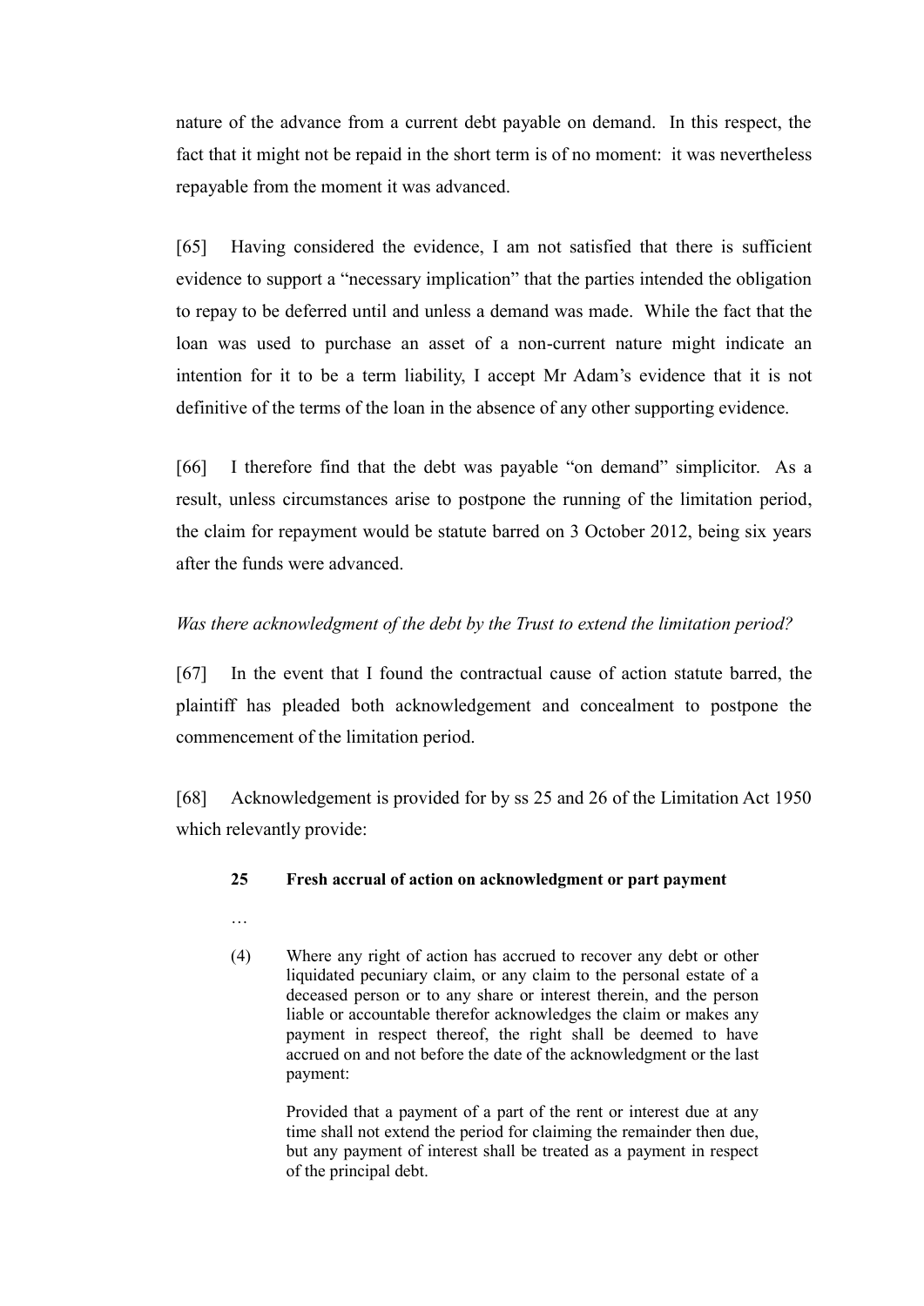nature of the advance from a current debt payable on demand. In this respect, the fact that it might not be repaid in the short term is of no moment: it was nevertheless repayable from the moment it was advanced.

[65] Having considered the evidence, I am not satisfied that there is sufficient evidence to support a "necessary implication" that the parties intended the obligation to repay to be deferred until and unless a demand was made. While the fact that the loan was used to purchase an asset of a non-current nature might indicate an intention for it to be a term liability, I accept Mr Adam's evidence that it is not definitive of the terms of the loan in the absence of any other supporting evidence.

[66] I therefore find that the debt was payable "on demand" simplicitor. As a result, unless circumstances arise to postpone the running of the limitation period, the claim for repayment would be statute barred on 3 October 2012, being six years after the funds were advanced.

*Was there acknowledgment of the debt by the Trust to extend the limitation period?*

[67] In the event that I found the contractual cause of action statute barred, the plaintiff has pleaded both acknowledgement and concealment to postpone the commencement of the limitation period.

[68] Acknowledgement is provided for by ss 25 and 26 of the Limitation Act 1950 which relevantly provide:

> **25 Fresh accrual of action on acknowledgment or part payment**
>
> …
>
> (4) Where any right of action has accrued to recover any debt or other liquidated pecuniary claim, or any claim to the personal estate of a deceased person or to any share or interest therein, and the person liable or accountable therefor acknowledges the claim or makes any payment in respect thereof, the right shall be deemed to have accrued on and not before the date of the acknowledgment or the last payment:
>
> Provided that a payment of a part of the rent or interest due at any time shall not extend the period for claiming the remainder then due, but any payment of interest shall be treated as a payment in respect of the principal debt.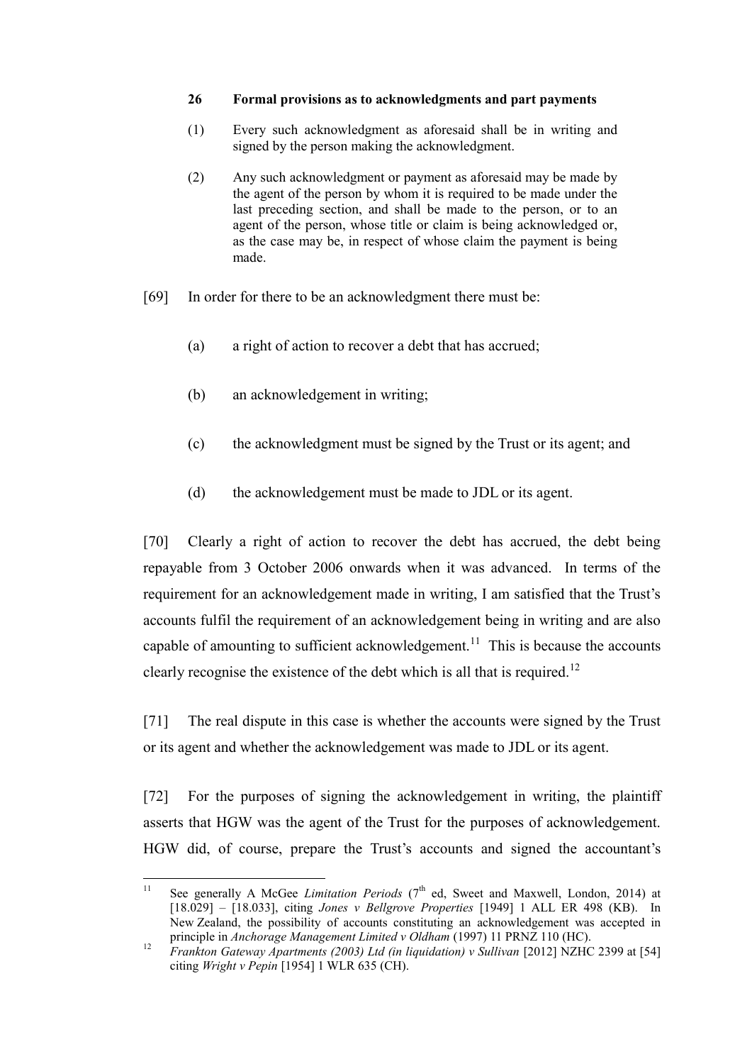**26 Formal provisions as to acknowledgments and part payments**

(1) Every such acknowledgment as aforesaid shall be in writing and signed by the person making the acknowledgment.

(2) Any such acknowledgment or payment as aforesaid may be made by the agent of the person by whom it is required to be made under the last preceding section, and shall be made to the person, or to an agent of the person, whose title or claim is being acknowledged or, as the case may be, in respect of whose claim the payment is being made.

[69] In order for there to be an acknowledgment there must be:

(a) a right of action to recover a debt that has accrued;

(b) an acknowledgement in writing;

(c) the acknowledgment must be signed by the Trust or its agent; and

(d) the acknowledgement must be made to JDL or its agent.

[70] Clearly a right of action to recover the debt has accrued, the debt being repayable from 3 October 2006 onwards when it was advanced. In terms of the requirement for an acknowledgement made in writing, I am satisfied that the Trust's accounts fulfil the requirement of an acknowledgement being in writing and are also capable of amounting to sufficient acknowledgement.[11] This is because the accounts clearly recognise the existence of the debt which is all that is required.[12]

[71] The real dispute in this case is whether the accounts were signed by the Trust or its agent and whether the acknowledgement was made to JDL or its agent.

[72] For the purposes of signing the acknowledgement in writing, the plaintiff asserts that HGW was the agent of the Trust for the purposes of acknowledgement. HGW did, of course, prepare the Trust's accounts and signed the accountant's

---

[11] See generally A McGee *Limitation Periods* (7th ed, Sweet and Maxwell, London, 2014) at [18.029] – [18.033], citing *Jones v Bellgrove Properties* [1949] 1 ALL ER 498 (KB). In New Zealand, the possibility of accounts constituting an acknowledgement was accepted in principle in *Anchorage Management Limited v Oldham* (1997) 11 PRNZ 110 (HC).

[12] *Frankton Gateway Apartments (2003) Ltd (in liquidation) v Sullivan* [2012] NZHC 2399 at [54] citing *Wright v Pepin* [1954] 1 WLR 635 (CH).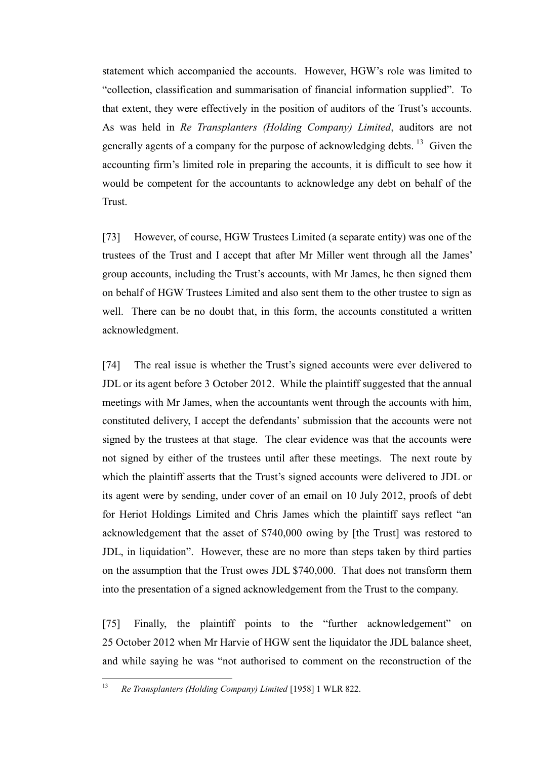statement which accompanied the accounts. However, HGW's role was limited to "collection, classification and summarisation of financial information supplied". To that extent, they were effectively in the position of auditors of the Trust's accounts. As was held in *Re Transplanters (Holding Company) Limited*, auditors are not generally agents of a company for the purpose of acknowledging debts. [13] Given the accounting firm's limited role in preparing the accounts, it is difficult to see how it would be competent for the accountants to acknowledge any debt on behalf of the Trust.

[73] However, of course, HGW Trustees Limited (a separate entity) was one of the trustees of the Trust and I accept that after Mr Miller went through all the James' group accounts, including the Trust's accounts, with Mr James, he then signed them on behalf of HGW Trustees Limited and also sent them to the other trustee to sign as well. There can be no doubt that, in this form, the accounts constituted a written acknowledgment.

[74] The real issue is whether the Trust's signed accounts were ever delivered to JDL or its agent before 3 October 2012. While the plaintiff suggested that the annual meetings with Mr James, when the accountants went through the accounts with him, constituted delivery, I accept the defendants' submission that the accounts were not signed by the trustees at that stage. The clear evidence was that the accounts were not signed by either of the trustees until after these meetings. The next route by which the plaintiff asserts that the Trust's signed accounts were delivered to JDL or its agent were by sending, under cover of an email on 10 July 2012, proofs of debt for Heriot Holdings Limited and Chris James which the plaintiff says reflect "an acknowledgement that the asset of $740,000 owing by [the Trust] was restored to JDL, in liquidation". However, these are no more than steps taken by third parties on the assumption that the Trust owes JDL $740,000. That does not transform them into the presentation of a signed acknowledgement from the Trust to the company.

[75] Finally, the plaintiff points to the "further acknowledgement" on 25 October 2012 when Mr Harvie of HGW sent the liquidator the JDL balance sheet, and while saying he was "not authorised to comment on the reconstruction of the

---

[13] *Re Transplanters (Holding Company) Limited* [1958] 1 WLR 822.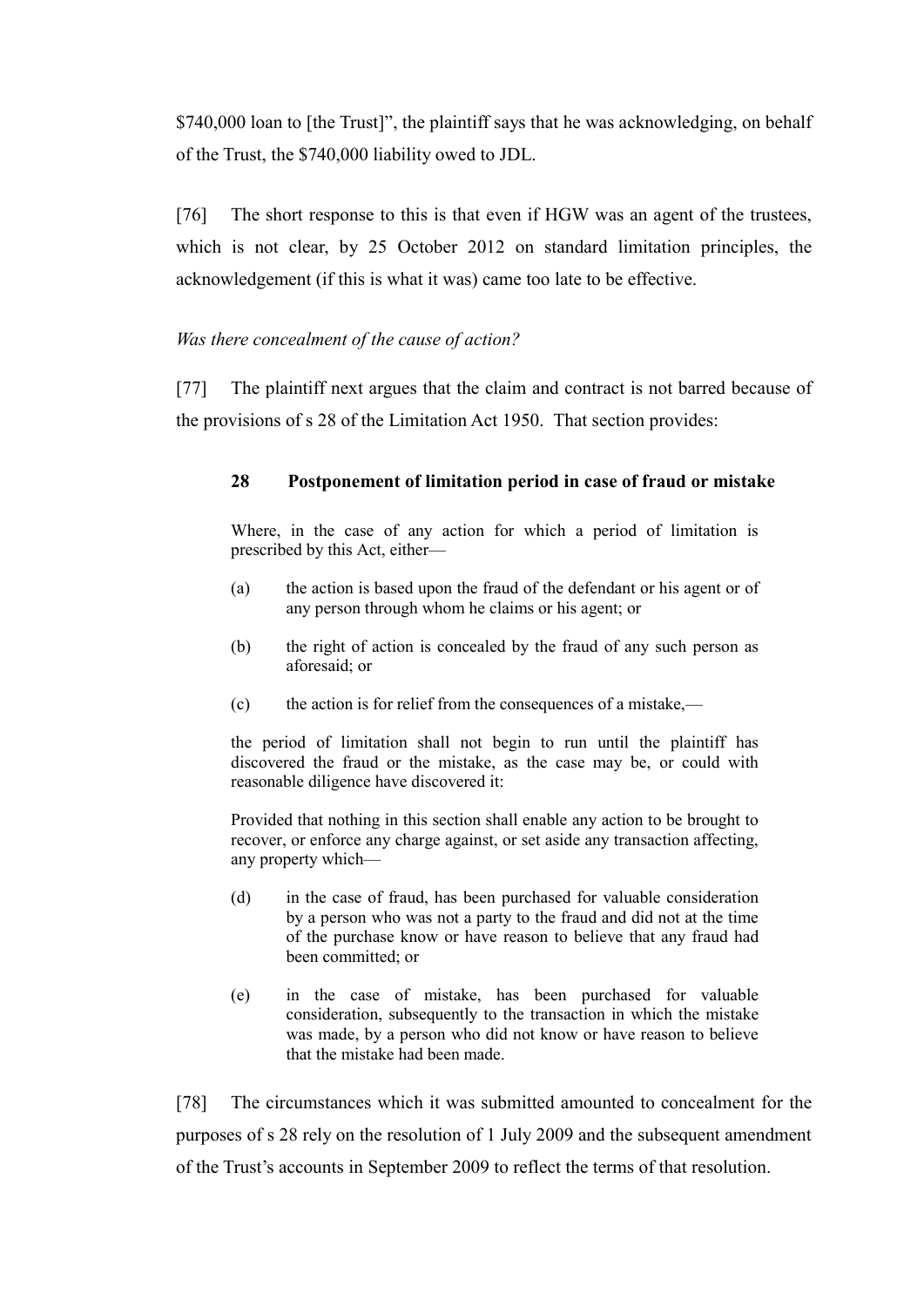$740,000 loan to [the Trust]", the plaintiff says that he was acknowledging, on behalf of the Trust, the $740,000 liability owed to JDL.

[76] The short response to this is that even if HGW was an agent of the trustees, which is not clear, by 25 October 2012 on standard limitation principles, the acknowledgement (if this is what it was) came too late to be effective.

*Was there concealment of the cause of action?*

[77] The plaintiff next argues that the claim and contract is not barred because of the provisions of s 28 of the Limitation Act 1950. That section provides:

> **28 Postponement of limitation period in case of fraud or mistake**
>
> Where, in the case of any action for which a period of limitation is prescribed by this Act, either—
>
> (a) the action is based upon the fraud of the defendant or his agent or of any person through whom he claims or his agent; or
>
> (b) the right of action is concealed by the fraud of any such person as aforesaid; or
>
> (c) the action is for relief from the consequences of a mistake,—
>
> the period of limitation shall not begin to run until the plaintiff has discovered the fraud or the mistake, as the case may be, or could with reasonable diligence have discovered it:
>
> Provided that nothing in this section shall enable any action to be brought to recover, or enforce any charge against, or set aside any transaction affecting, any property which—
>
> (d) in the case of fraud, has been purchased for valuable consideration by a person who was not a party to the fraud and did not at the time of the purchase know or have reason to believe that any fraud had been committed; or
>
> (e) in the case of mistake, has been purchased for valuable consideration, subsequently to the transaction in which the mistake was made, by a person who did not know or have reason to believe that the mistake had been made.

[78] The circumstances which it was submitted amounted to concealment for the purposes of s 28 rely on the resolution of 1 July 2009 and the subsequent amendment of the Trust's accounts in September 2009 to reflect the terms of that resolution.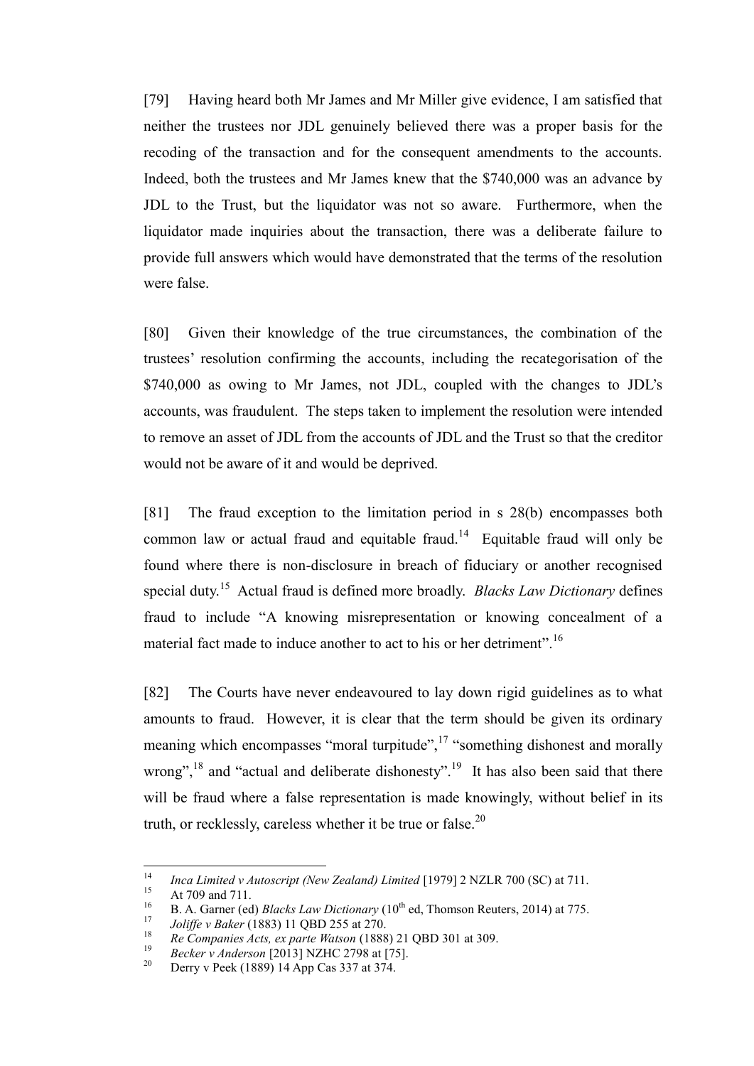[79] Having heard both Mr James and Mr Miller give evidence, I am satisfied that neither the trustees nor JDL genuinely believed there was a proper basis for the recoding of the transaction and for the consequent amendments to the accounts. Indeed, both the trustees and Mr James knew that the \$740,000 was an advance by JDL to the Trust, but the liquidator was not so aware. Furthermore, when the liquidator made inquiries about the transaction, there was a deliberate failure to provide full answers which would have demonstrated that the terms of the resolution were false.

[80] Given their knowledge of the true circumstances, the combination of the trustees' resolution confirming the accounts, including the recategorisation of the \$740,000 as owing to Mr James, not JDL, coupled with the changes to JDL's accounts, was fraudulent. The steps taken to implement the resolution were intended to remove an asset of JDL from the accounts of JDL and the Trust so that the creditor would not be aware of it and would be deprived.

[81] The fraud exception to the limitation period in s 28(b) encompasses both common law or actual fraud and equitable fraud.[14] Equitable fraud will only be found where there is non-disclosure in breach of fiduciary or another recognised special duty.[15] Actual fraud is defined more broadly. *Blacks Law Dictionary* defines fraud to include "A knowing misrepresentation or knowing concealment of a material fact made to induce another to act to his or her detriment".[16]

[82] The Courts have never endeavoured to lay down rigid guidelines as to what amounts to fraud. However, it is clear that the term should be given its ordinary meaning which encompasses "moral turpitude",[17] "something dishonest and morally wrong",[18] and "actual and deliberate dishonesty".[19] It has also been said that there will be fraud where a false representation is made knowingly, without belief in its truth, or recklessly, careless whether it be true or false.[20]

---

[14] *Inca Limited v Autoscript (New Zealand) Limited* [1979] 2 NZLR 700 (SC) at 711.

[15] At 709 and 711.

[16] B. A. Garner (ed) *Blacks Law Dictionary* (10th ed, Thomson Reuters, 2014) at 775.

[17] *Joliffe v Baker* (1883) 11 QBD 255 at 270.

[18] *Re Companies Acts, ex parte Watson* (1888) 21 QBD 301 at 309.

[19] *Becker v Anderson* [2013] NZHC 2798 at [75].

[20] Derry v Peek (1889) 14 App Cas 337 at 374.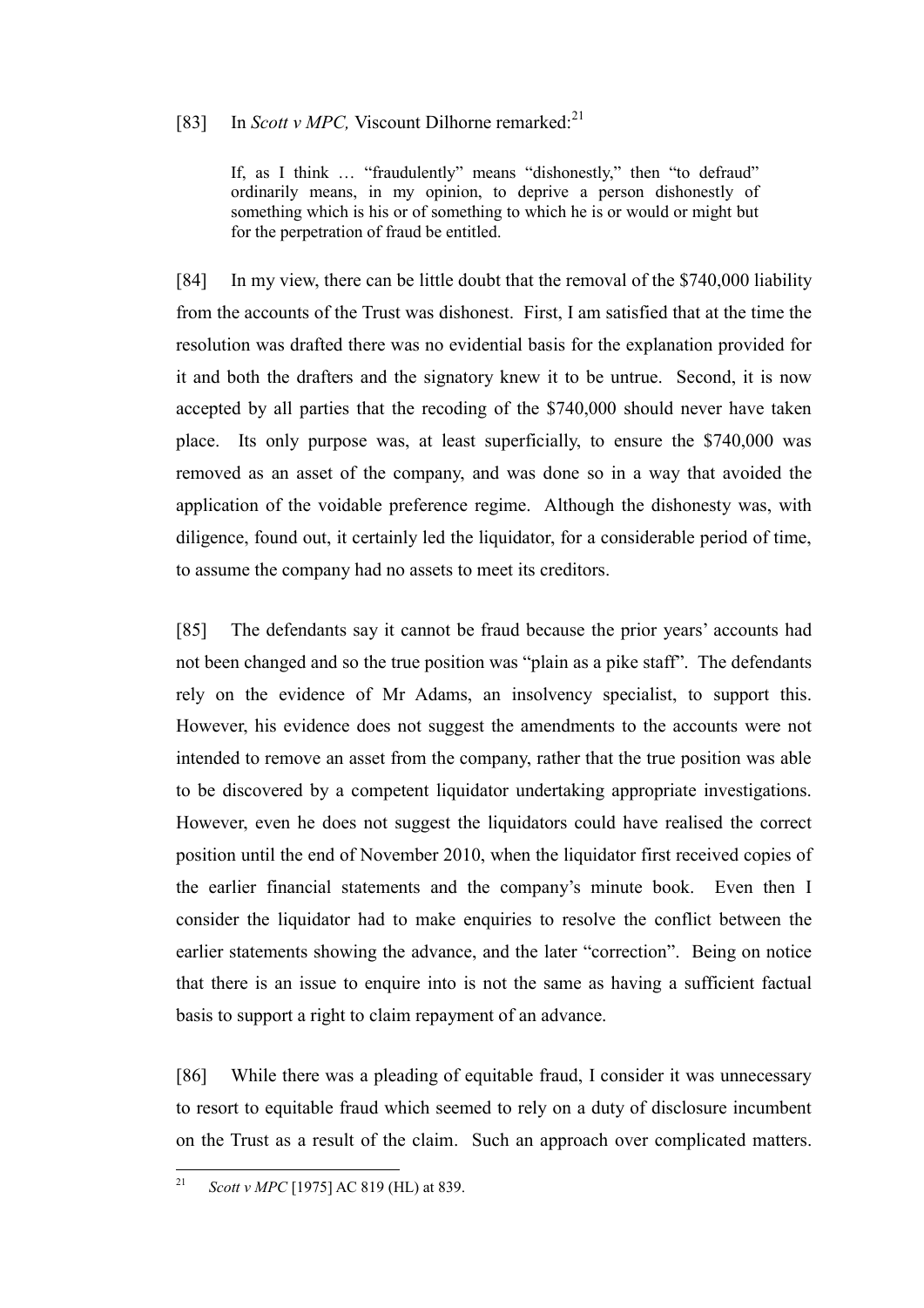[83] In *Scott v MPC,* Viscount Dilhorne remarked:[21]

> If, as I think … "fraudulently" means "dishonestly," then "to defraud" ordinarily means, in my opinion, to deprive a person dishonestly of something which is his or of something to which he is or would or might but for the perpetration of fraud be entitled.

[84] In my view, there can be little doubt that the removal of the $740,000 liability from the accounts of the Trust was dishonest. First, I am satisfied that at the time the resolution was drafted there was no evidential basis for the explanation provided for it and both the drafters and the signatory knew it to be untrue. Second, it is now accepted by all parties that the recoding of the $740,000 should never have taken place. Its only purpose was, at least superficially, to ensure the $740,000 was removed as an asset of the company, and was done so in a way that avoided the application of the voidable preference regime. Although the dishonesty was, with diligence, found out, it certainly led the liquidator, for a considerable period of time, to assume the company had no assets to meet its creditors.

[85] The defendants say it cannot be fraud because the prior years' accounts had not been changed and so the true position was "plain as a pike staff". The defendants rely on the evidence of Mr Adams, an insolvency specialist, to support this. However, his evidence does not suggest the amendments to the accounts were not intended to remove an asset from the company, rather that the true position was able to be discovered by a competent liquidator undertaking appropriate investigations. However, even he does not suggest the liquidators could have realised the correct position until the end of November 2010, when the liquidator first received copies of the earlier financial statements and the company's minute book. Even then I consider the liquidator had to make enquiries to resolve the conflict between the earlier statements showing the advance, and the later "correction". Being on notice that there is an issue to enquire into is not the same as having a sufficient factual basis to support a right to claim repayment of an advance.

[86] While there was a pleading of equitable fraud, I consider it was unnecessary to resort to equitable fraud which seemed to rely on a duty of disclosure incumbent on the Trust as a result of the claim. Such an approach over complicated matters.

---

[21] *Scott v MPC* [1975] AC 819 (HL) at 839.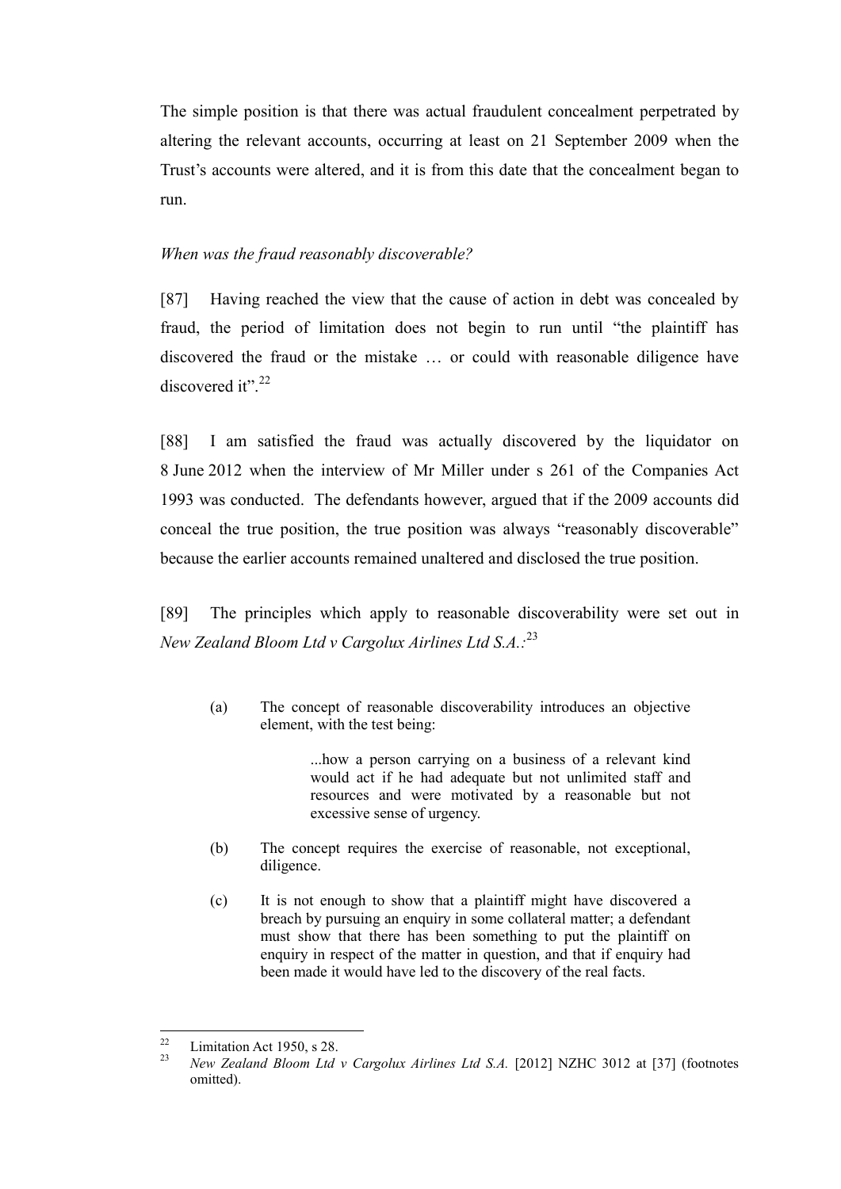The simple position is that there was actual fraudulent concealment perpetrated by altering the relevant accounts, occurring at least on 21 September 2009 when the Trust's accounts were altered, and it is from this date that the concealment began to run.

*When was the fraud reasonably discoverable?*

[87] Having reached the view that the cause of action in debt was concealed by fraud, the period of limitation does not begin to run until "the plaintiff has discovered the fraud or the mistake … or could with reasonable diligence have discovered it".[22]

[88] I am satisfied the fraud was actually discovered by the liquidator on 8 June 2012 when the interview of Mr Miller under s 261 of the Companies Act 1993 was conducted. The defendants however, argued that if the 2009 accounts did conceal the true position, the true position was always "reasonably discoverable" because the earlier accounts remained unaltered and disclosed the true position.

[89] The principles which apply to reasonable discoverability were set out in *New Zealand Bloom Ltd v Cargolux Airlines Ltd S.A.*:[23]

> (a) The concept of reasonable discoverability introduces an objective element, with the test being:
>
> > ...how a person carrying on a business of a relevant kind would act if he had adequate but not unlimited staff and resources and were motivated by a reasonable but not excessive sense of urgency.
>
> (b) The concept requires the exercise of reasonable, not exceptional, diligence.
>
> (c) It is not enough to show that a plaintiff might have discovered a breach by pursuing an enquiry in some collateral matter; a defendant must show that there has been something to put the plaintiff on enquiry in respect of the matter in question, and that if enquiry had been made it would have led to the discovery of the real facts.

---

[22] Limitation Act 1950, s 28.

[23] *New Zealand Bloom Ltd v Cargolux Airlines Ltd S.A.* [2012] NZHC 3012 at [37] (footnotes omitted).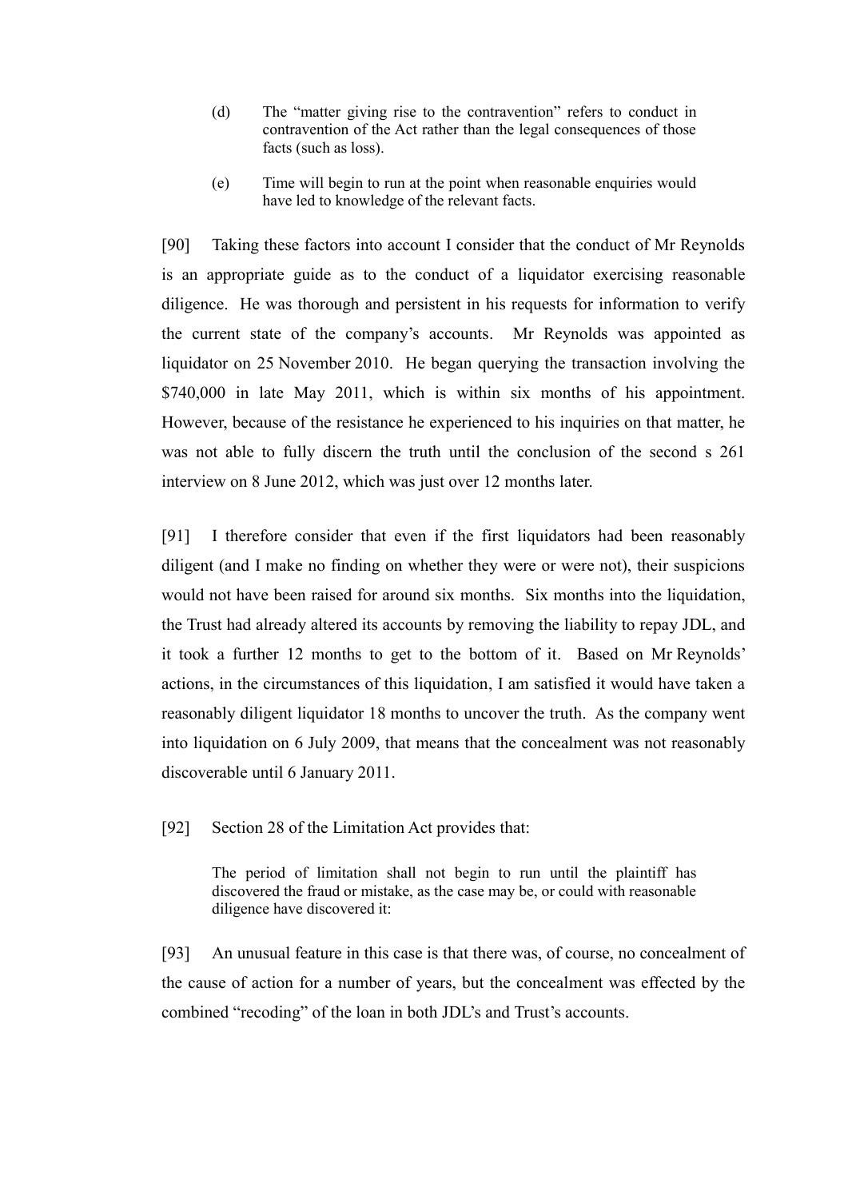(d) The "matter giving rise to the contravention" refers to conduct in contravention of the Act rather than the legal consequences of those facts (such as loss).

(e) Time will begin to run at the point when reasonable enquiries would have led to knowledge of the relevant facts.

[90] Taking these factors into account I consider that the conduct of Mr Reynolds is an appropriate guide as to the conduct of a liquidator exercising reasonable diligence. He was thorough and persistent in his requests for information to verify the current state of the company's accounts. Mr Reynolds was appointed as liquidator on 25 November 2010. He began querying the transaction involving the $740,000 in late May 2011, which is within six months of his appointment. However, because of the resistance he experienced to his inquiries on that matter, he was not able to fully discern the truth until the conclusion of the second s 261 interview on 8 June 2012, which was just over 12 months later.

[91] I therefore consider that even if the first liquidators had been reasonably diligent (and I make no finding on whether they were or were not), their suspicions would not have been raised for around six months. Six months into the liquidation, the Trust had already altered its accounts by removing the liability to repay JDL, and it took a further 12 months to get to the bottom of it. Based on Mr Reynolds' actions, in the circumstances of this liquidation, I am satisfied it would have taken a reasonably diligent liquidator 18 months to uncover the truth. As the company went into liquidation on 6 July 2009, that means that the concealment was not reasonably discoverable until 6 January 2011.

[92] Section 28 of the Limitation Act provides that:

> The period of limitation shall not begin to run until the plaintiff has discovered the fraud or mistake, as the case may be, or could with reasonable diligence have discovered it:

[93] An unusual feature in this case is that there was, of course, no concealment of the cause of action for a number of years, but the concealment was effected by the combined "recoding" of the loan in both JDL's and Trust's accounts.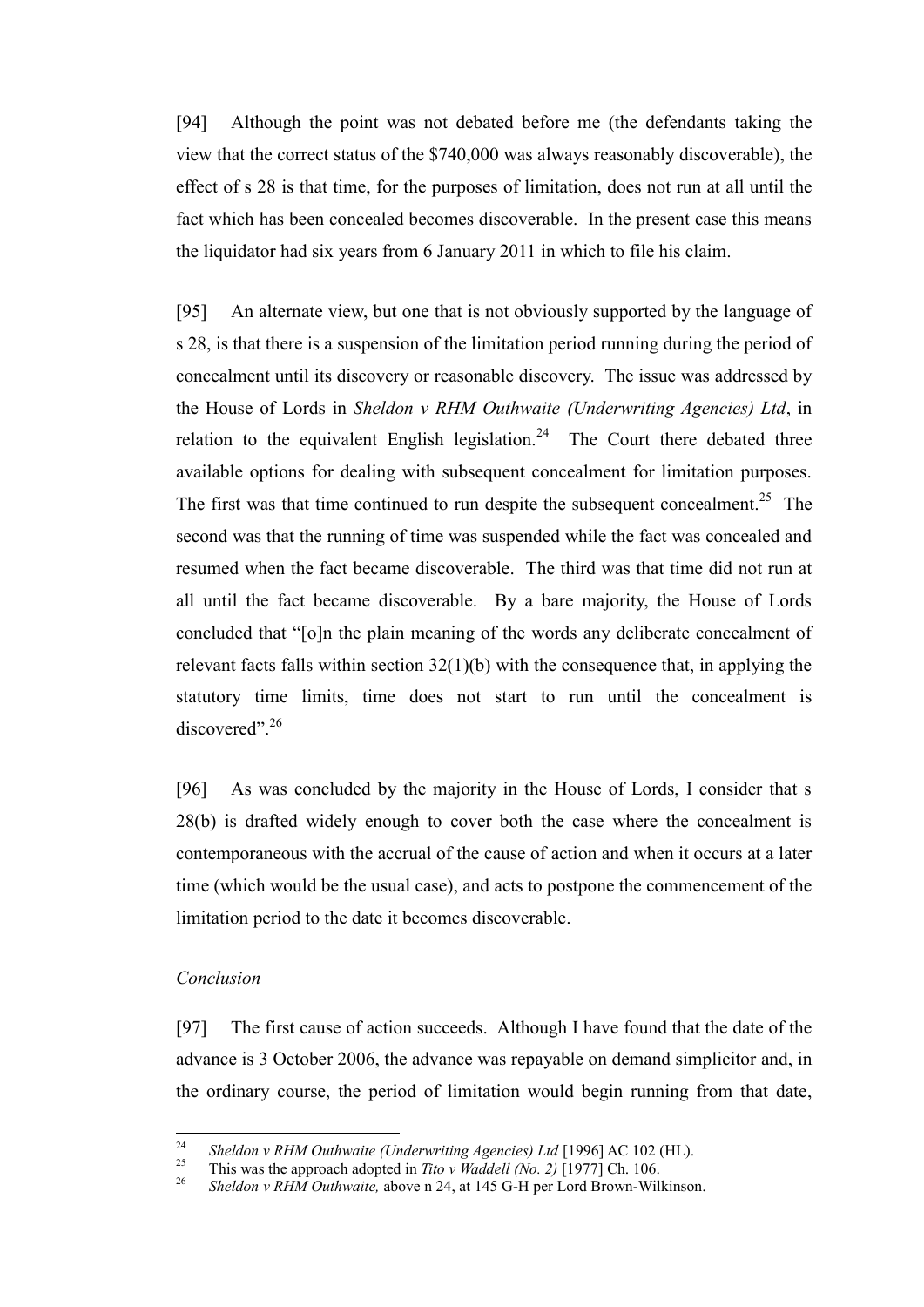[94] Although the point was not debated before me (the defendants taking the view that the correct status of the $740,000 was always reasonably discoverable), the effect of s 28 is that time, for the purposes of limitation, does not run at all until the fact which has been concealed becomes discoverable. In the present case this means the liquidator had six years from 6 January 2011 in which to file his claim.

[95] An alternate view, but one that is not obviously supported by the language of s 28, is that there is a suspension of the limitation period running during the period of concealment until its discovery or reasonable discovery. The issue was addressed by the House of Lords in *Sheldon v RHM Outhwaite (Underwriting Agencies) Ltd*, in relation to the equivalent English legislation.[24] The Court there debated three available options for dealing with subsequent concealment for limitation purposes. The first was that time continued to run despite the subsequent concealment.[25] The second was that the running of time was suspended while the fact was concealed and resumed when the fact became discoverable. The third was that time did not run at all until the fact became discoverable. By a bare majority, the House of Lords concluded that "[o]n the plain meaning of the words any deliberate concealment of relevant facts falls within section 32(1)(b) with the consequence that, in applying the statutory time limits, time does not start to run until the concealment is discovered".[26]

[96] As was concluded by the majority in the House of Lords, I consider that s 28(b) is drafted widely enough to cover both the case where the concealment is contemporaneous with the accrual of the cause of action and when it occurs at a later time (which would be the usual case), and acts to postpone the commencement of the limitation period to the date it becomes discoverable.

*Conclusion*

[97] The first cause of action succeeds. Although I have found that the date of the advance is 3 October 2006, the advance was repayable on demand simplicitor and, in the ordinary course, the period of limitation would begin running from that date,

---

[24] *Sheldon v RHM Outhwaite (Underwriting Agencies) Ltd* [1996] AC 102 (HL).

[25] This was the approach adopted in *Tito v Waddell (No. 2)* [1977] Ch. 106.

[26] *Sheldon v RHM Outhwaite,* above n 24, at 145 G-H per Lord Brown-Wilkinson.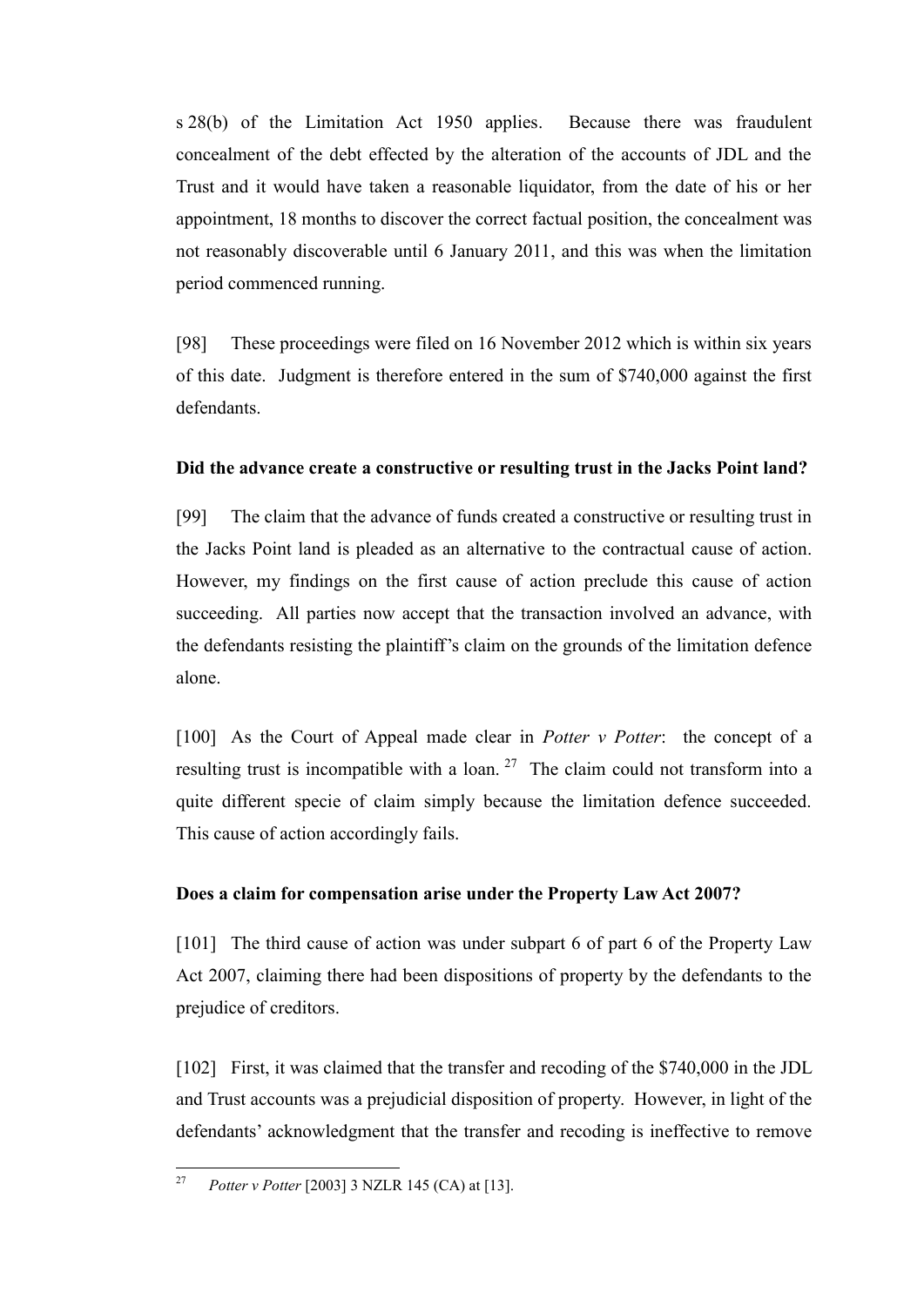s 28(b) of the Limitation Act 1950 applies. Because there was fraudulent concealment of the debt effected by the alteration of the accounts of JDL and the Trust and it would have taken a reasonable liquidator, from the date of his or her appointment, 18 months to discover the correct factual position, the concealment was not reasonably discoverable until 6 January 2011, and this was when the limitation period commenced running.

[98] These proceedings were filed on 16 November 2012 which is within six years of this date. Judgment is therefore entered in the sum of $740,000 against the first defendants.

**Did the advance create a constructive or resulting trust in the Jacks Point land?**

[99] The claim that the advance of funds created a constructive or resulting trust in the Jacks Point land is pleaded as an alternative to the contractual cause of action. However, my findings on the first cause of action preclude this cause of action succeeding. All parties now accept that the transaction involved an advance, with the defendants resisting the plaintiff's claim on the grounds of the limitation defence alone.

[100] As the Court of Appeal made clear in *Potter v Potter*: the concept of a resulting trust is incompatible with a loan. [27] The claim could not transform into a quite different specie of claim simply because the limitation defence succeeded. This cause of action accordingly fails.

**Does a claim for compensation arise under the Property Law Act 2007?**

[101] The third cause of action was under subpart 6 of part 6 of the Property Law Act 2007, claiming there had been dispositions of property by the defendants to the prejudice of creditors.

[102] First, it was claimed that the transfer and recoding of the $740,000 in the JDL and Trust accounts was a prejudicial disposition of property. However, in light of the defendants' acknowledgment that the transfer and recoding is ineffective to remove

[27] *Potter v Potter* [2003] 3 NZLR 145 (CA) at [13].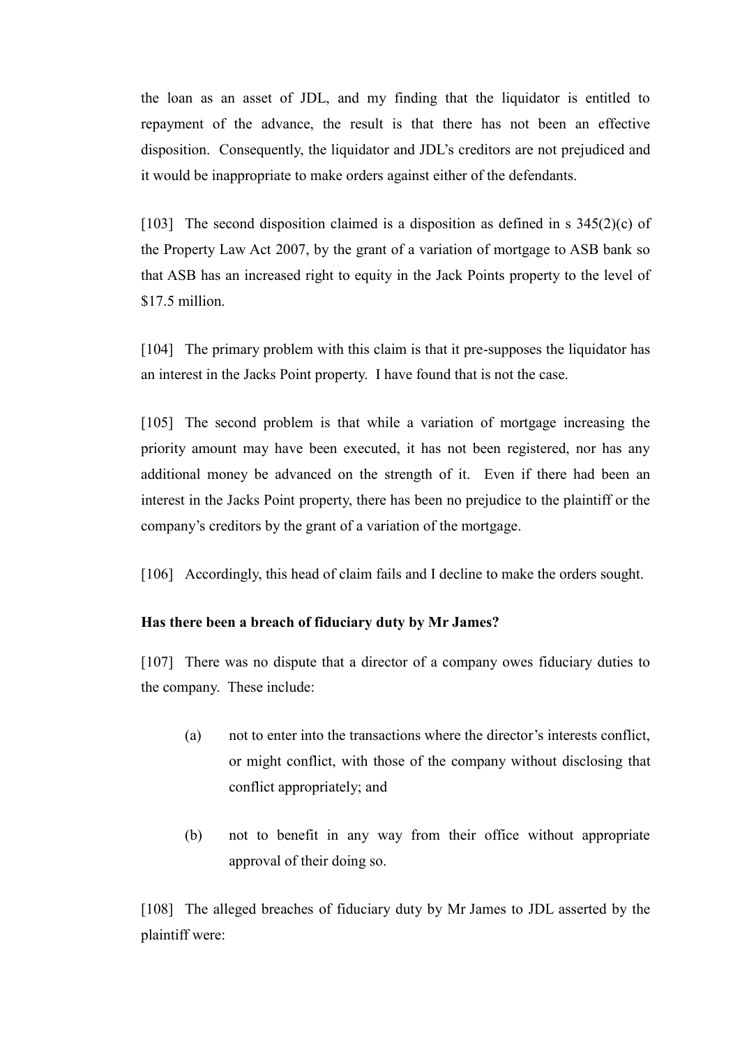the loan as an asset of JDL, and my finding that the liquidator is entitled to repayment of the advance, the result is that there has not been an effective disposition. Consequently, the liquidator and JDL's creditors are not prejudiced and it would be inappropriate to make orders against either of the defendants.

[103] The second disposition claimed is a disposition as defined in s 345(2)(c) of the Property Law Act 2007, by the grant of a variation of mortgage to ASB bank so that ASB has an increased right to equity in the Jack Points property to the level of $17.5 million.

[104] The primary problem with this claim is that it pre-supposes the liquidator has an interest in the Jacks Point property. I have found that is not the case.

[105] The second problem is that while a variation of mortgage increasing the priority amount may have been executed, it has not been registered, nor has any additional money be advanced on the strength of it. Even if there had been an interest in the Jacks Point property, there has been no prejudice to the plaintiff or the company's creditors by the grant of a variation of the mortgage.

[106] Accordingly, this head of claim fails and I decline to make the orders sought.

**Has there been a breach of fiduciary duty by Mr James?**

[107] There was no dispute that a director of a company owes fiduciary duties to the company. These include:

(a) not to enter into the transactions where the director's interests conflict, or might conflict, with those of the company without disclosing that conflict appropriately; and

(b) not to benefit in any way from their office without appropriate approval of their doing so.

[108] The alleged breaches of fiduciary duty by Mr James to JDL asserted by the plaintiff were: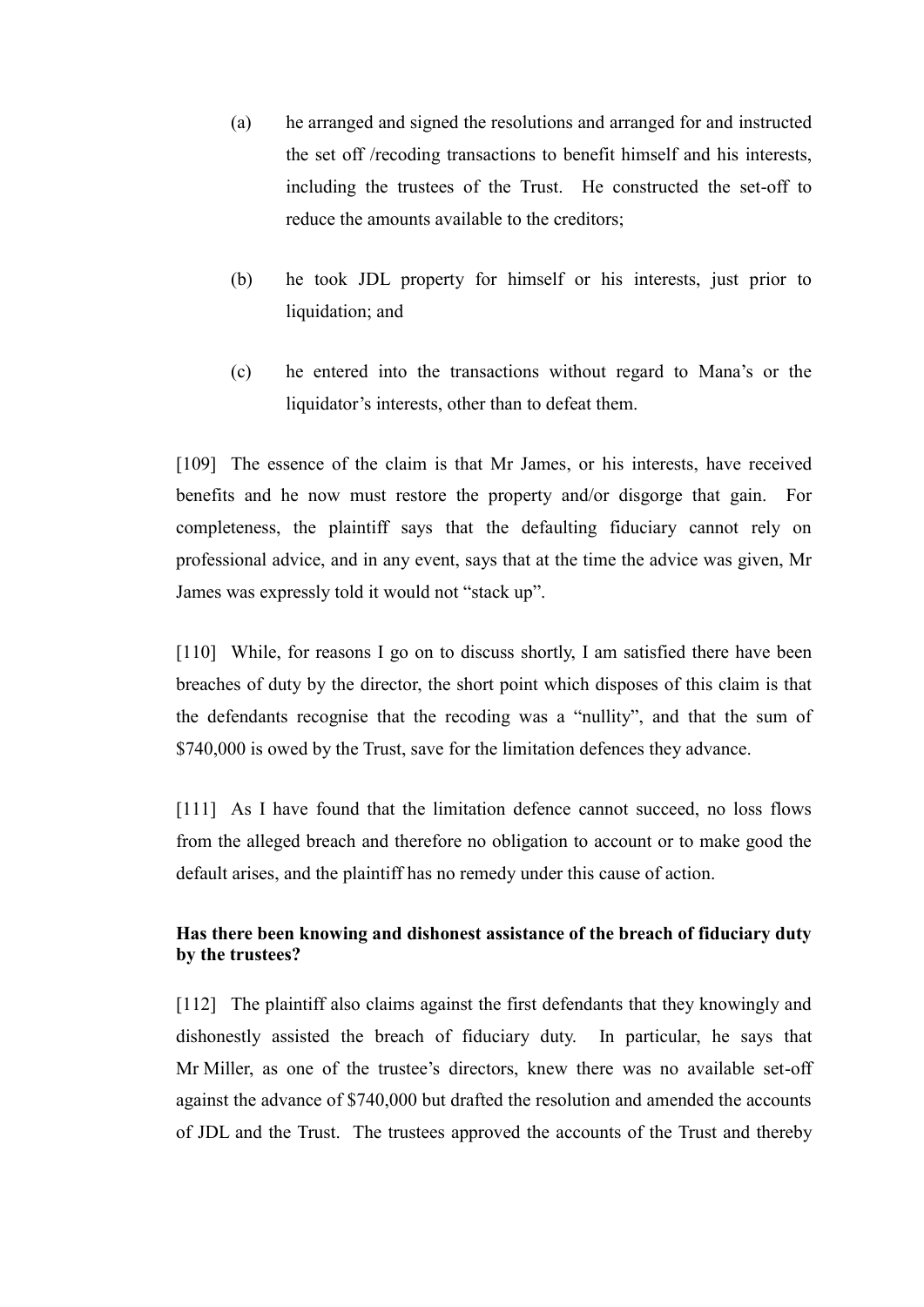(a) he arranged and signed the resolutions and arranged for and instructed the set off /recoding transactions to benefit himself and his interests, including the trustees of the Trust. He constructed the set-off to reduce the amounts available to the creditors;

(b) he took JDL property for himself or his interests, just prior to liquidation; and

(c) he entered into the transactions without regard to Mana's or the liquidator's interests, other than to defeat them.

[109] The essence of the claim is that Mr James, or his interests, have received benefits and he now must restore the property and/or disgorge that gain. For completeness, the plaintiff says that the defaulting fiduciary cannot rely on professional advice, and in any event, says that at the time the advice was given, Mr James was expressly told it would not "stack up".

[110] While, for reasons I go on to discuss shortly, I am satisfied there have been breaches of duty by the director, the short point which disposes of this claim is that the defendants recognise that the recoding was a "nullity", and that the sum of $740,000 is owed by the Trust, save for the limitation defences they advance.

[111] As I have found that the limitation defence cannot succeed, no loss flows from the alleged breach and therefore no obligation to account or to make good the default arises, and the plaintiff has no remedy under this cause of action.

**Has there been knowing and dishonest assistance of the breach of fiduciary duty by the trustees?**

[112] The plaintiff also claims against the first defendants that they knowingly and dishonestly assisted the breach of fiduciary duty. In particular, he says that Mr Miller, as one of the trustee's directors, knew there was no available set-off against the advance of $740,000 but drafted the resolution and amended the accounts of JDL and the Trust. The trustees approved the accounts of the Trust and thereby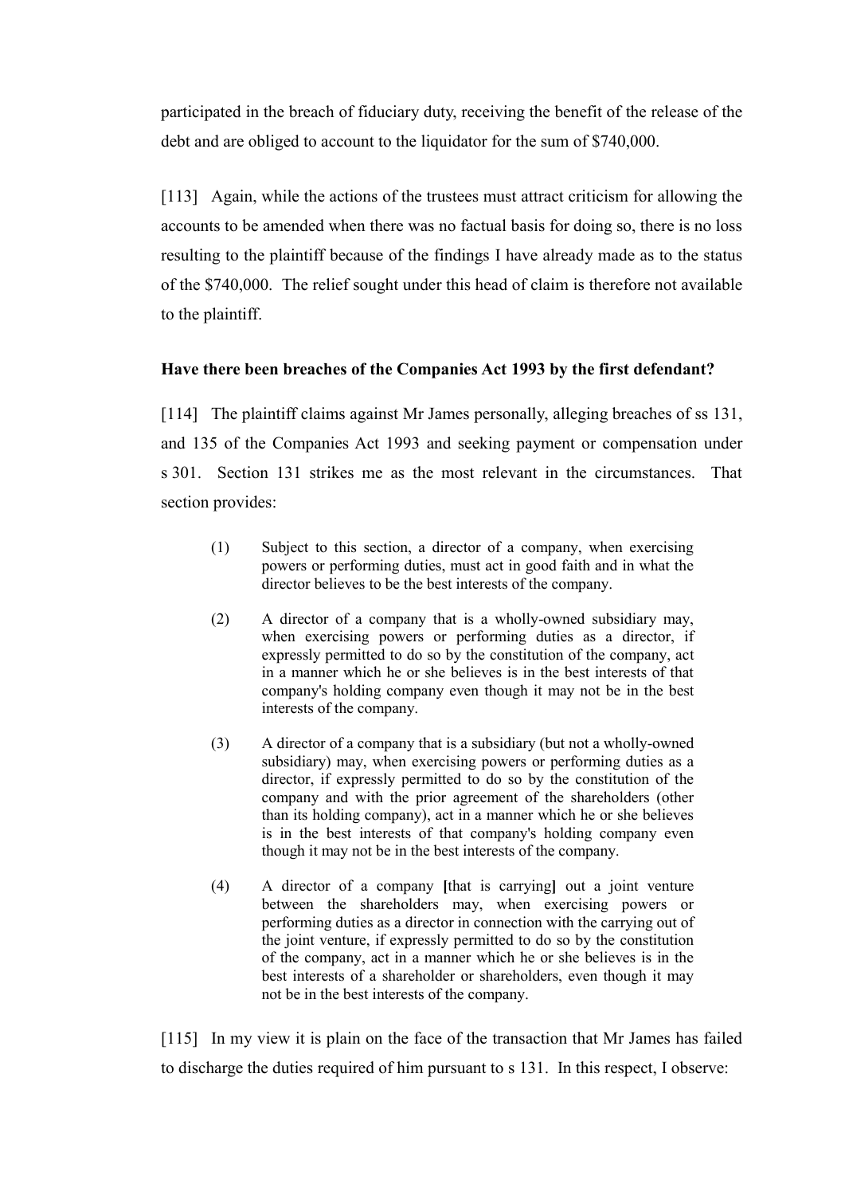participated in the breach of fiduciary duty, receiving the benefit of the release of the debt and are obliged to account to the liquidator for the sum of $740,000.

[113] Again, while the actions of the trustees must attract criticism for allowing the accounts to be amended when there was no factual basis for doing so, there is no loss resulting to the plaintiff because of the findings I have already made as to the status of the $740,000. The relief sought under this head of claim is therefore not available to the plaintiff.

**Have there been breaches of the Companies Act 1993 by the first defendant?**

[114] The plaintiff claims against Mr James personally, alleging breaches of ss 131, and 135 of the Companies Act 1993 and seeking payment or compensation under s 301. Section 131 strikes me as the most relevant in the circumstances. That section provides:

> (1) Subject to this section, a director of a company, when exercising powers or performing duties, must act in good faith and in what the director believes to be the best interests of the company.
>
> (2) A director of a company that is a wholly-owned subsidiary may, when exercising powers or performing duties as a director, if expressly permitted to do so by the constitution of the company, act in a manner which he or she believes is in the best interests of that company's holding company even though it may not be in the best interests of the company.
>
> (3) A director of a company that is a subsidiary (but not a wholly-owned subsidiary) may, when exercising powers or performing duties as a director, if expressly permitted to do so by the constitution of the company and with the prior agreement of the shareholders (other than its holding company), act in a manner which he or she believes is in the best interests of that company's holding company even though it may not be in the best interests of the company.
>
> (4) A director of a company **[**that is carrying**]** out a joint venture between the shareholders may, when exercising powers or performing duties as a director in connection with the carrying out of the joint venture, if expressly permitted to do so by the constitution of the company, act in a manner which he or she believes is in the best interests of a shareholder or shareholders, even though it may not be in the best interests of the company.

[115] In my view it is plain on the face of the transaction that Mr James has failed to discharge the duties required of him pursuant to s 131. In this respect, I observe: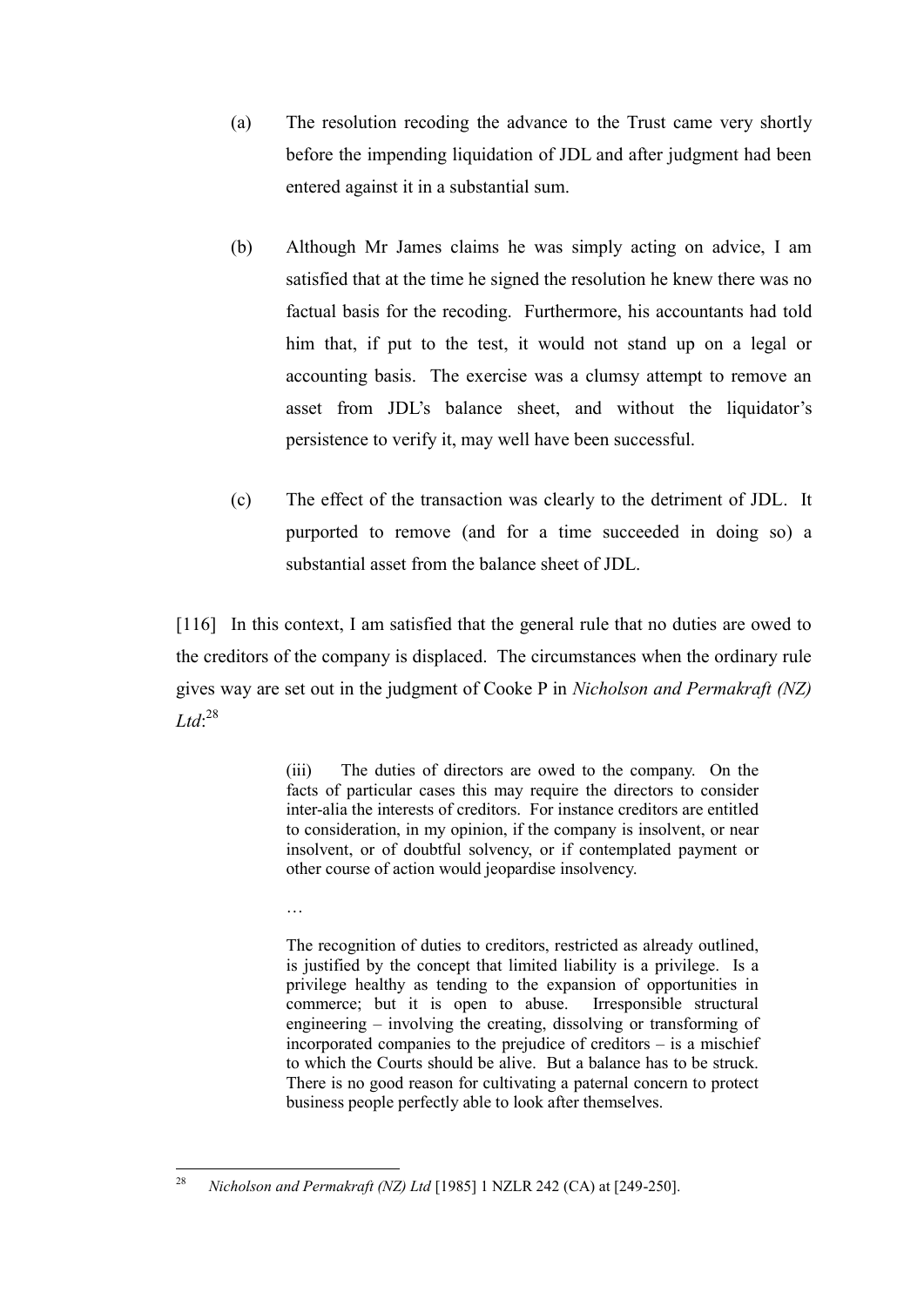(a) The resolution recoding the advance to the Trust came very shortly before the impending liquidation of JDL and after judgment had been entered against it in a substantial sum.

(b) Although Mr James claims he was simply acting on advice, I am satisfied that at the time he signed the resolution he knew there was no factual basis for the recoding. Furthermore, his accountants had told him that, if put to the test, it would not stand up on a legal or accounting basis. The exercise was a clumsy attempt to remove an asset from JDL's balance sheet, and without the liquidator's persistence to verify it, may well have been successful.

(c) The effect of the transaction was clearly to the detriment of JDL. It purported to remove (and for a time succeeded in doing so) a substantial asset from the balance sheet of JDL.

[116] In this context, I am satisfied that the general rule that no duties are owed to the creditors of the company is displaced. The circumstances when the ordinary rule gives way are set out in the judgment of Cooke P in *Nicholson and Permakraft (NZ) Ltd*:[28]

> (iii) The duties of directors are owed to the company. On the facts of particular cases this may require the directors to consider inter-alia the interests of creditors. For instance creditors are entitled to consideration, in my opinion, if the company is insolvent, or near insolvent, or of doubtful solvency, or if contemplated payment or other course of action would jeopardise insolvency.
>
> …
>
> The recognition of duties to creditors, restricted as already outlined, is justified by the concept that limited liability is a privilege. Is a privilege healthy as tending to the expansion of opportunities in commerce; but it is open to abuse. Irresponsible structural engineering – involving the creating, dissolving or transforming of incorporated companies to the prejudice of creditors – is a mischief to which the Courts should be alive. But a balance has to be struck. There is no good reason for cultivating a paternal concern to protect business people perfectly able to look after themselves.

---

[28] *Nicholson and Permakraft (NZ) Ltd* [1985] 1 NZLR 242 (CA) at [249-250].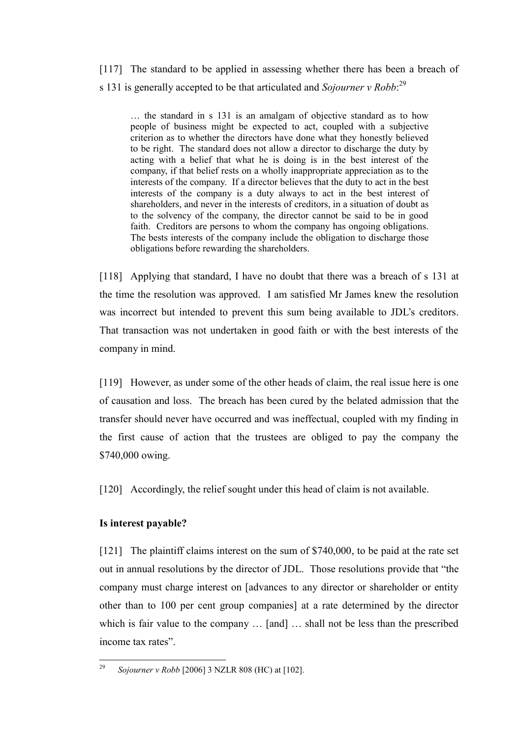[117] The standard to be applied in assessing whether there has been a breach of s 131 is generally accepted to be that articulated and *Sojourner v Robb*:[29]

> … the standard in s 131 is an amalgam of objective standard as to how people of business might be expected to act, coupled with a subjective criterion as to whether the directors have done what they honestly believed to be right. The standard does not allow a director to discharge the duty by acting with a belief that what he is doing is in the best interest of the company, if that belief rests on a wholly inappropriate appreciation as to the interests of the company. If a director believes that the duty to act in the best interests of the company is a duty always to act in the best interest of shareholders, and never in the interests of creditors, in a situation of doubt as to the solvency of the company, the director cannot be said to be in good faith. Creditors are persons to whom the company has ongoing obligations. The bests interests of the company include the obligation to discharge those obligations before rewarding the shareholders.

[118] Applying that standard, I have no doubt that there was a breach of s 131 at the time the resolution was approved. I am satisfied Mr James knew the resolution was incorrect but intended to prevent this sum being available to JDL's creditors. That transaction was not undertaken in good faith or with the best interests of the company in mind.

[119] However, as under some of the other heads of claim, the real issue here is one of causation and loss. The breach has been cured by the belated admission that the transfer should never have occurred and was ineffectual, coupled with my finding in the first cause of action that the trustees are obliged to pay the company the $740,000 owing.

[120] Accordingly, the relief sought under this head of claim is not available.

### Is interest payable?

[121] The plaintiff claims interest on the sum of $740,000, to be paid at the rate set out in annual resolutions by the director of JDL. Those resolutions provide that "the company must charge interest on [advances to any director or shareholder or entity other than to 100 per cent group companies] at a rate determined by the director which is fair value to the company … [and] … shall not be less than the prescribed income tax rates".

---

[29] *Sojourner v Robb* [2006] 3 NZLR 808 (HC) at [102].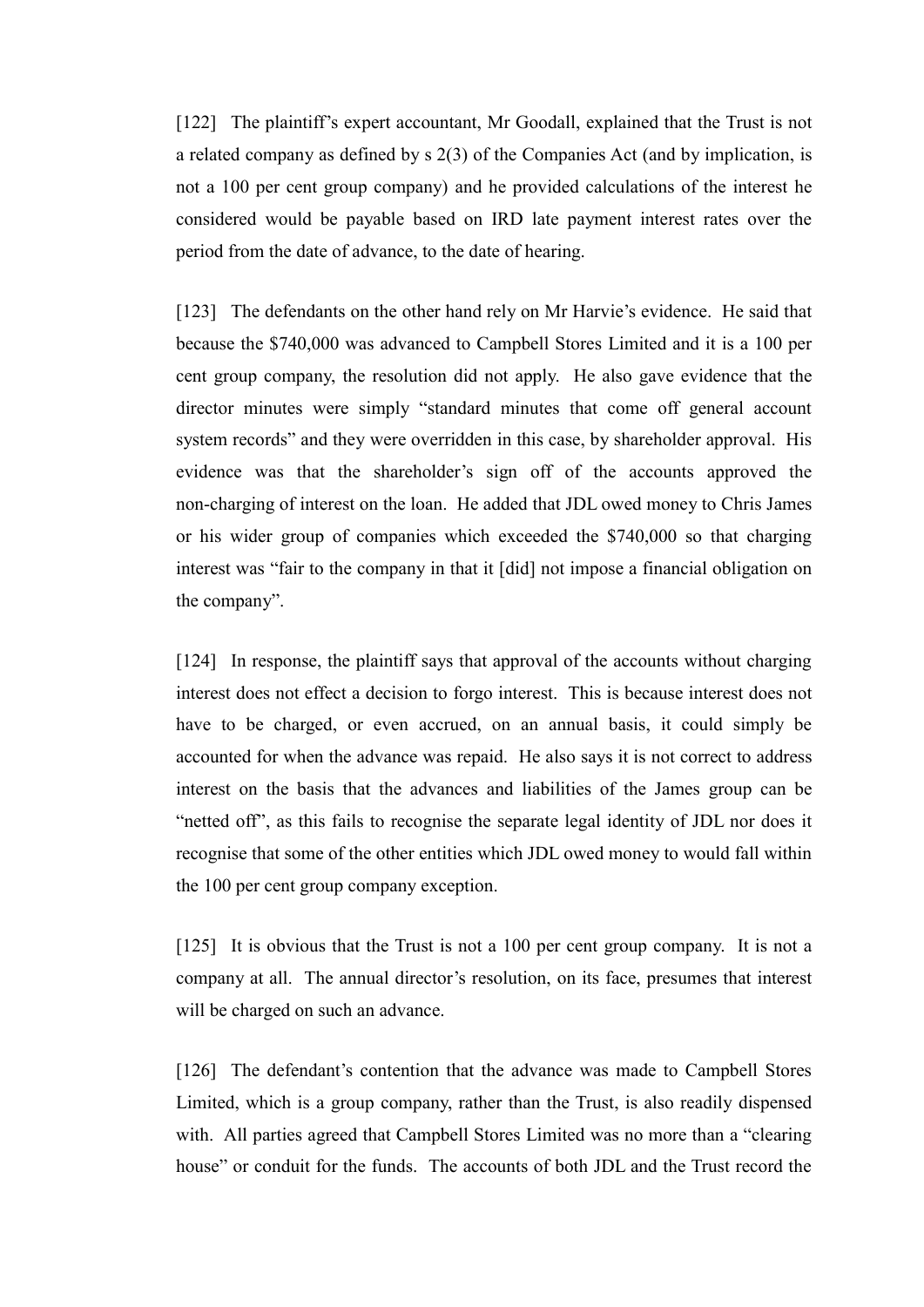[122] The plaintiff's expert accountant, Mr Goodall, explained that the Trust is not a related company as defined by s 2(3) of the Companies Act (and by implication, is not a 100 per cent group company) and he provided calculations of the interest he considered would be payable based on IRD late payment interest rates over the period from the date of advance, to the date of hearing.

[123] The defendants on the other hand rely on Mr Harvie's evidence. He said that because the $740,000 was advanced to Campbell Stores Limited and it is a 100 per cent group company, the resolution did not apply. He also gave evidence that the director minutes were simply "standard minutes that come off general account system records" and they were overridden in this case, by shareholder approval. His evidence was that the shareholder's sign off of the accounts approved the non-charging of interest on the loan. He added that JDL owed money to Chris James or his wider group of companies which exceeded the $740,000 so that charging interest was "fair to the company in that it [did] not impose a financial obligation on the company".

[124] In response, the plaintiff says that approval of the accounts without charging interest does not effect a decision to forgo interest. This is because interest does not have to be charged, or even accrued, on an annual basis, it could simply be accounted for when the advance was repaid. He also says it is not correct to address interest on the basis that the advances and liabilities of the James group can be "netted off", as this fails to recognise the separate legal identity of JDL nor does it recognise that some of the other entities which JDL owed money to would fall within the 100 per cent group company exception.

[125] It is obvious that the Trust is not a 100 per cent group company. It is not a company at all. The annual director's resolution, on its face, presumes that interest will be charged on such an advance.

[126] The defendant's contention that the advance was made to Campbell Stores Limited, which is a group company, rather than the Trust, is also readily dispensed with. All parties agreed that Campbell Stores Limited was no more than a "clearing house" or conduit for the funds. The accounts of both JDL and the Trust record the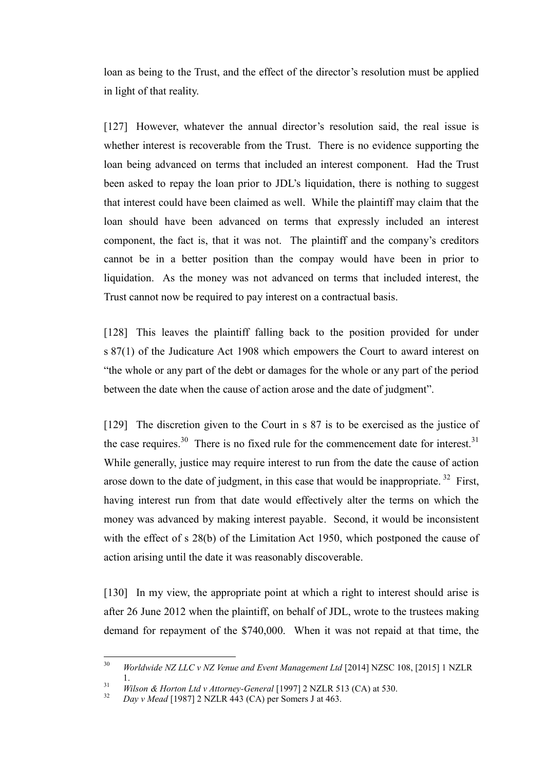loan as being to the Trust, and the effect of the director's resolution must be applied in light of that reality.

[127] However, whatever the annual director's resolution said, the real issue is whether interest is recoverable from the Trust. There is no evidence supporting the loan being advanced on terms that included an interest component. Had the Trust been asked to repay the loan prior to JDL's liquidation, there is nothing to suggest that interest could have been claimed as well. While the plaintiff may claim that the loan should have been advanced on terms that expressly included an interest component, the fact is, that it was not. The plaintiff and the company's creditors cannot be in a better position than the compay would have been in prior to liquidation. As the money was not advanced on terms that included interest, the Trust cannot now be required to pay interest on a contractual basis.

[128] This leaves the plaintiff falling back to the position provided for under s 87(1) of the Judicature Act 1908 which empowers the Court to award interest on "the whole or any part of the debt or damages for the whole or any part of the period between the date when the cause of action arose and the date of judgment".

[129] The discretion given to the Court in s 87 is to be exercised as the justice of the case requires.[30] There is no fixed rule for the commencement date for interest.[31] While generally, justice may require interest to run from the date the cause of action arose down to the date of judgment, in this case that would be inappropriate.[32] First, having interest run from that date would effectively alter the terms on which the money was advanced by making interest payable. Second, it would be inconsistent with the effect of s 28(b) of the Limitation Act 1950, which postponed the cause of action arising until the date it was reasonably discoverable.

[130] In my view, the appropriate point at which a right to interest should arise is after 26 June 2012 when the plaintiff, on behalf of JDL, wrote to the trustees making demand for repayment of the $740,000. When it was not repaid at that time, the

---

[30] *Worldwide NZ LLC v NZ Venue and Event Management Ltd* [2014] NZSC 108, [2015] 1 NZLR 1.

[31] *Wilson & Horton Ltd v Attorney-General* [1997] 2 NZLR 513 (CA) at 530.

[32] *Day v Mead* [1987] 2 NZLR 443 (CA) per Somers J at 463.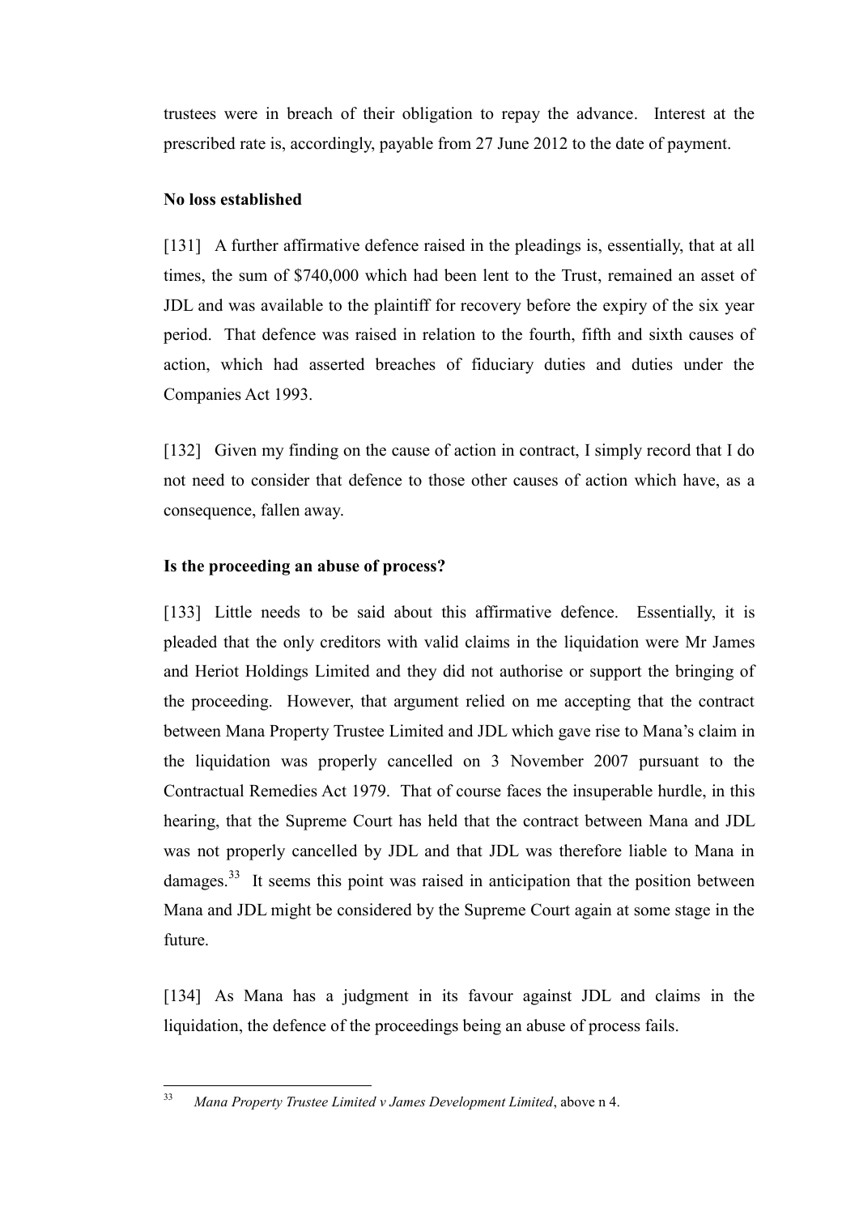trustees were in breach of their obligation to repay the advance. Interest at the prescribed rate is, accordingly, payable from 27 June 2012 to the date of payment.

**No loss established**

[131] A further affirmative defence raised in the pleadings is, essentially, that at all times, the sum of $740,000 which had been lent to the Trust, remained an asset of JDL and was available to the plaintiff for recovery before the expiry of the six year period. That defence was raised in relation to the fourth, fifth and sixth causes of action, which had asserted breaches of fiduciary duties and duties under the Companies Act 1993.

[132] Given my finding on the cause of action in contract, I simply record that I do not need to consider that defence to those other causes of action which have, as a consequence, fallen away.

**Is the proceeding an abuse of process?**

[133] Little needs to be said about this affirmative defence. Essentially, it is pleaded that the only creditors with valid claims in the liquidation were Mr James and Heriot Holdings Limited and they did not authorise or support the bringing of the proceeding. However, that argument relied on me accepting that the contract between Mana Property Trustee Limited and JDL which gave rise to Mana's claim in the liquidation was properly cancelled on 3 November 2007 pursuant to the Contractual Remedies Act 1979. That of course faces the insuperable hurdle, in this hearing, that the Supreme Court has held that the contract between Mana and JDL was not properly cancelled by JDL and that JDL was therefore liable to Mana in damages.[33] It seems this point was raised in anticipation that the position between Mana and JDL might be considered by the Supreme Court again at some stage in the future.

[134] As Mana has a judgment in its favour against JDL and claims in the liquidation, the defence of the proceedings being an abuse of process fails.

---

[33] *Mana Property Trustee Limited v James Development Limited*, above n 4.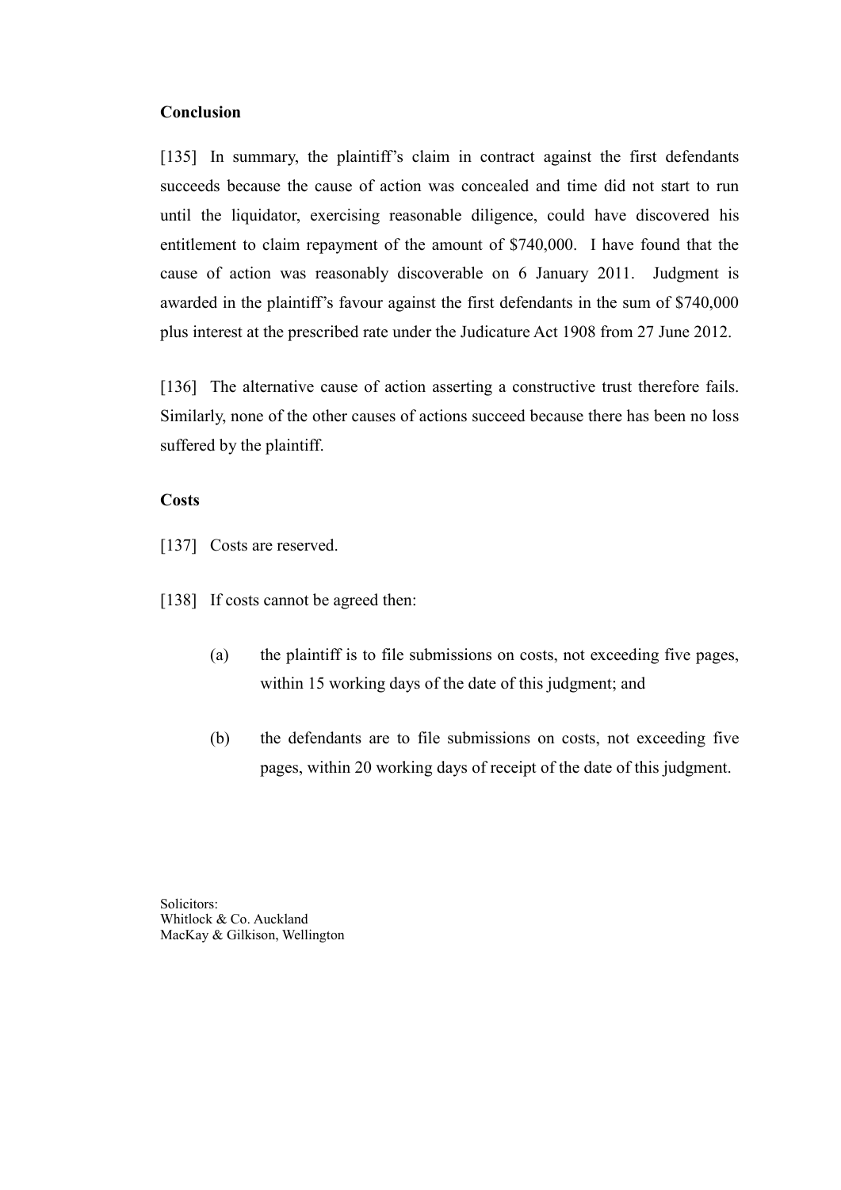**Conclusion**

[135] In summary, the plaintiff's claim in contract against the first defendants succeeds because the cause of action was concealed and time did not start to run until the liquidator, exercising reasonable diligence, could have discovered his entitlement to claim repayment of the amount of $740,000. I have found that the cause of action was reasonably discoverable on 6 January 2011. Judgment is awarded in the plaintiff's favour against the first defendants in the sum of $740,000 plus interest at the prescribed rate under the Judicature Act 1908 from 27 June 2012.

[136] The alternative cause of action asserting a constructive trust therefore fails. Similarly, none of the other causes of actions succeed because there has been no loss suffered by the plaintiff.

**Costs**

[137] Costs are reserved.

[138] If costs cannot be agreed then:

(a) the plaintiff is to file submissions on costs, not exceeding five pages, within 15 working days of the date of this judgment; and

(b) the defendants are to file submissions on costs, not exceeding five pages, within 20 working days of receipt of the date of this judgment.

Solicitors:
Whitlock & Co. Auckland
MacKay & Gilkison, Wellington